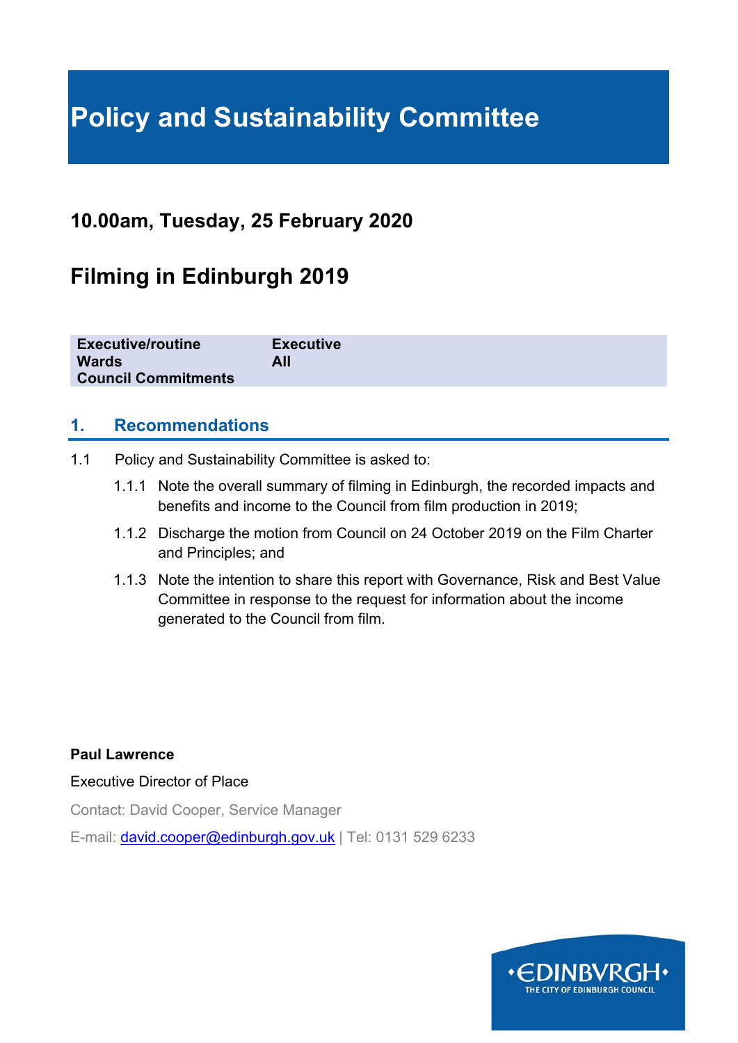# Policy and Sustainability Committee

## 10.00am, Tuesday, 25 February 2020

## Filming in Edinburgh 2019

| | |
|---|---|
| **Executive/routine** | **Executive** |
| **Wards** | **All** |
| **Council Commitments** | |

### 1. Recommendations

1.1 Policy and Sustainability Committee is asked to:

1.1.1 Note the overall summary of filming in Edinburgh, the recorded impacts and benefits and income to the Council from film production in 2019;

1.1.2 Discharge the motion from Council on 24 October 2019 on the Film Charter and Principles; and

1.1.3 Note the intention to share this report with Governance, Risk and Best Value Committee in response to the request for information about the income generated to the Council from film.

**Paul Lawrence**

Executive Director of Place

Contact: David Cooper, Service Manager

E-mail: david.cooper@edinburgh.gov.uk | Tel: 0131 529 6233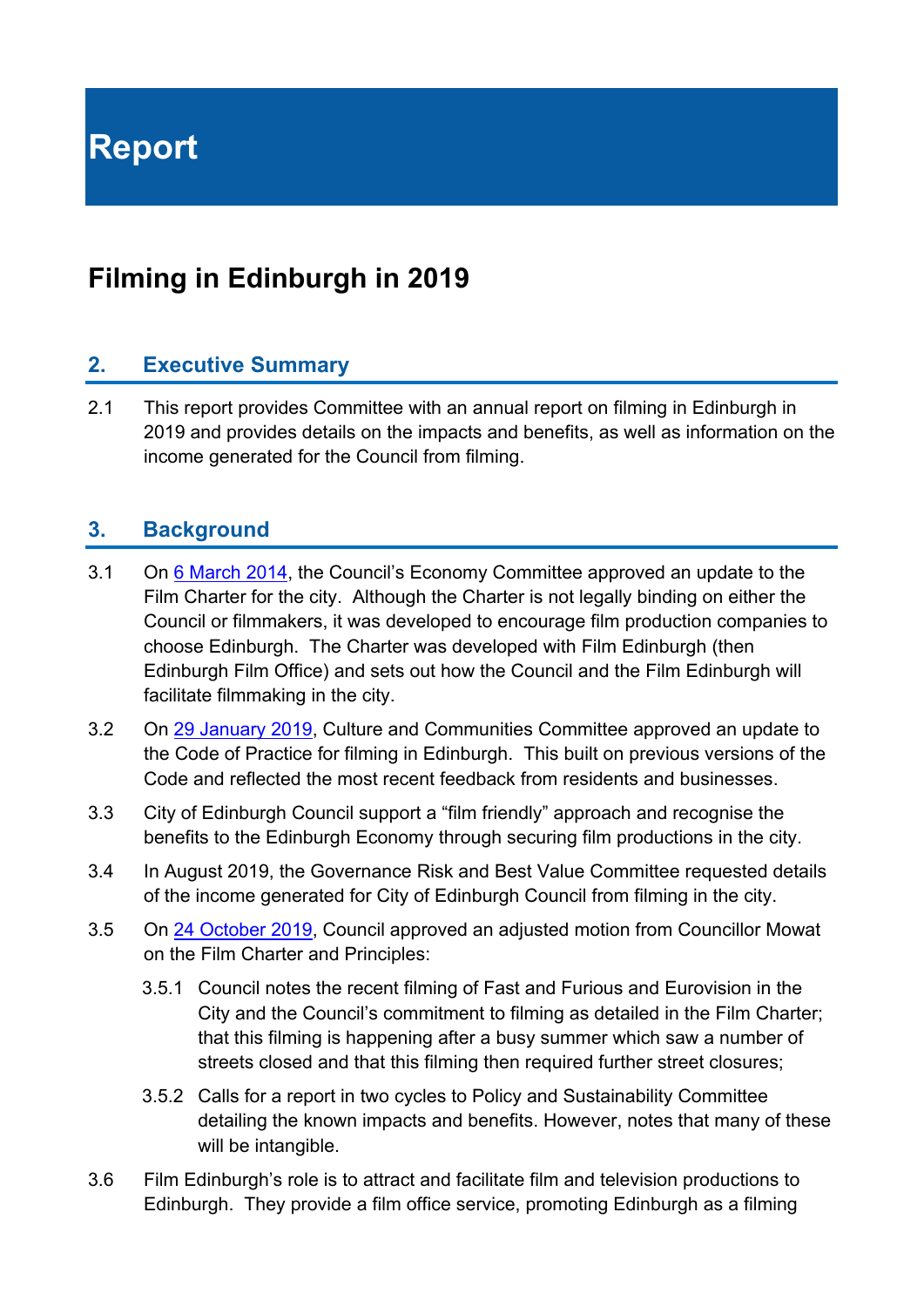# Report

## Filming in Edinburgh in 2019

### 2. Executive Summary

2.1 This report provides Committee with an annual report on filming in Edinburgh in 2019 and provides details on the impacts and benefits, as well as information on the income generated for the Council from filming.

### 3. Background

3.1 On 6 March 2014, the Council's Economy Committee approved an update to the Film Charter for the city. Although the Charter is not legally binding on either the Council or filmmakers, it was developed to encourage film production companies to choose Edinburgh. The Charter was developed with Film Edinburgh (then Edinburgh Film Office) and sets out how the Council and the Film Edinburgh will facilitate filmmaking in the city.

3.2 On 29 January 2019, Culture and Communities Committee approved an update to the Code of Practice for filming in Edinburgh. This built on previous versions of the Code and reflected the most recent feedback from residents and businesses.

3.3 City of Edinburgh Council support a "film friendly" approach and recognise the benefits to the Edinburgh Economy through securing film productions in the city.

3.4 In August 2019, the Governance Risk and Best Value Committee requested details of the income generated for City of Edinburgh Council from filming in the city.

3.5 On 24 October 2019, Council approved an adjusted motion from Councillor Mowat on the Film Charter and Principles:

3.5.1 Council notes the recent filming of Fast and Furious and Eurovision in the City and the Council's commitment to filming as detailed in the Film Charter; that this filming is happening after a busy summer which saw a number of streets closed and that this filming then required further street closures;

3.5.2 Calls for a report in two cycles to Policy and Sustainability Committee detailing the known impacts and benefits. However, notes that many of these will be intangible.

3.6 Film Edinburgh's role is to attract and facilitate film and television productions to Edinburgh. They provide a film office service, promoting Edinburgh as a filming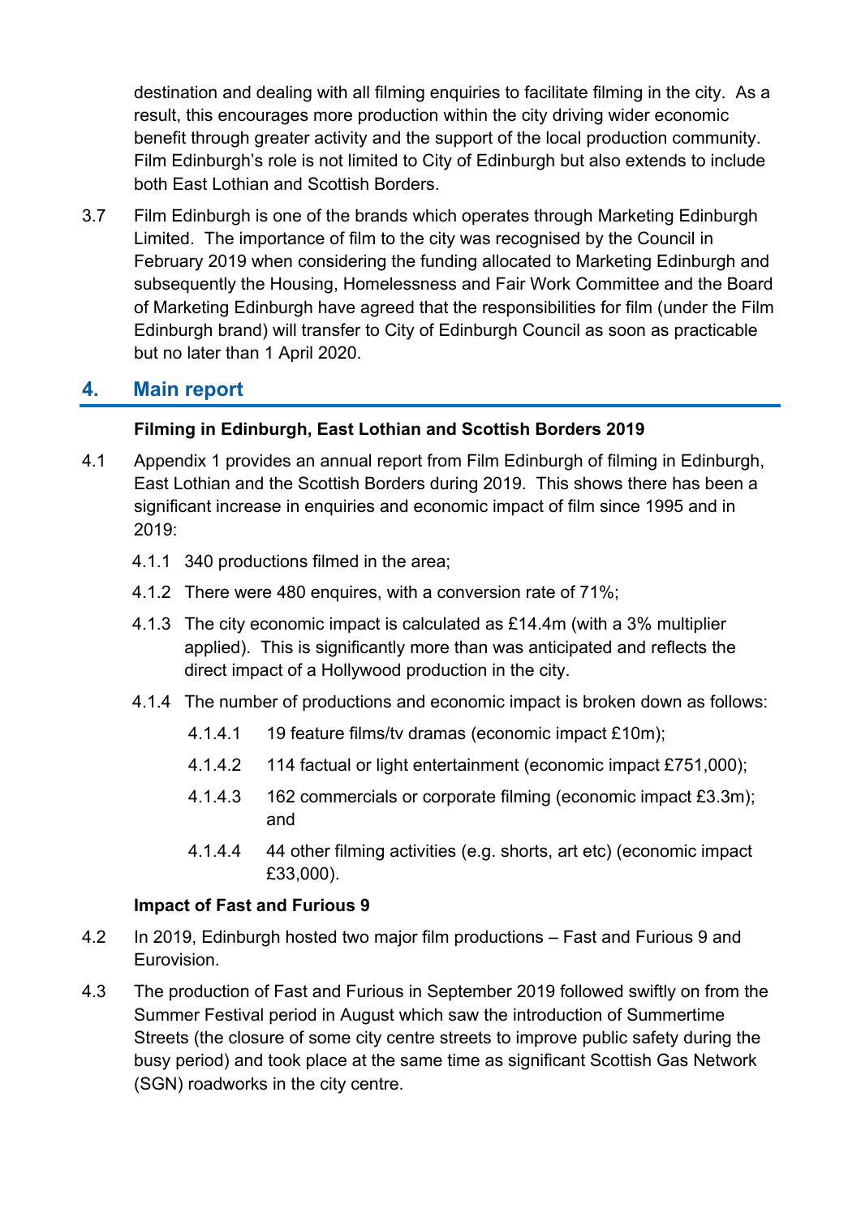destination and dealing with all filming enquiries to facilitate filming in the city. As a result, this encourages more production within the city driving wider economic benefit through greater activity and the support of the local production community. Film Edinburgh's role is not limited to City of Edinburgh but also extends to include both East Lothian and Scottish Borders.

3.7 Film Edinburgh is one of the brands which operates through Marketing Edinburgh Limited. The importance of film to the city was recognised by the Council in February 2019 when considering the funding allocated to Marketing Edinburgh and subsequently the Housing, Homelessness and Fair Work Committee and the Board of Marketing Edinburgh have agreed that the responsibilities for film (under the Film Edinburgh brand) will transfer to City of Edinburgh Council as soon as practicable but no later than 1 April 2020.

## 4. Main report

**Filming in Edinburgh, East Lothian and Scottish Borders 2019**

4.1 Appendix 1 provides an annual report from Film Edinburgh of filming in Edinburgh, East Lothian and the Scottish Borders during 2019. This shows there has been a significant increase in enquiries and economic impact of film since 1995 and in 2019:

4.1.1 340 productions filmed in the area;

4.1.2 There were 480 enquires, with a conversion rate of 71%;

4.1.3 The city economic impact is calculated as £14.4m (with a 3% multiplier applied). This is significantly more than was anticipated and reflects the direct impact of a Hollywood production in the city.

4.1.4 The number of productions and economic impact is broken down as follows:

4.1.4.1 19 feature films/tv dramas (economic impact £10m);

4.1.4.2 114 factual or light entertainment (economic impact £751,000);

4.1.4.3 162 commercials or corporate filming (economic impact £3.3m); and

4.1.4.4 44 other filming activities (e.g. shorts, art etc) (economic impact £33,000).

**Impact of Fast and Furious 9**

4.2 In 2019, Edinburgh hosted two major film productions – Fast and Furious 9 and Eurovision.

4.3 The production of Fast and Furious in September 2019 followed swiftly on from the Summer Festival period in August which saw the introduction of Summertime Streets (the closure of some city centre streets to improve public safety during the busy period) and took place at the same time as significant Scottish Gas Network (SGN) roadworks in the city centre.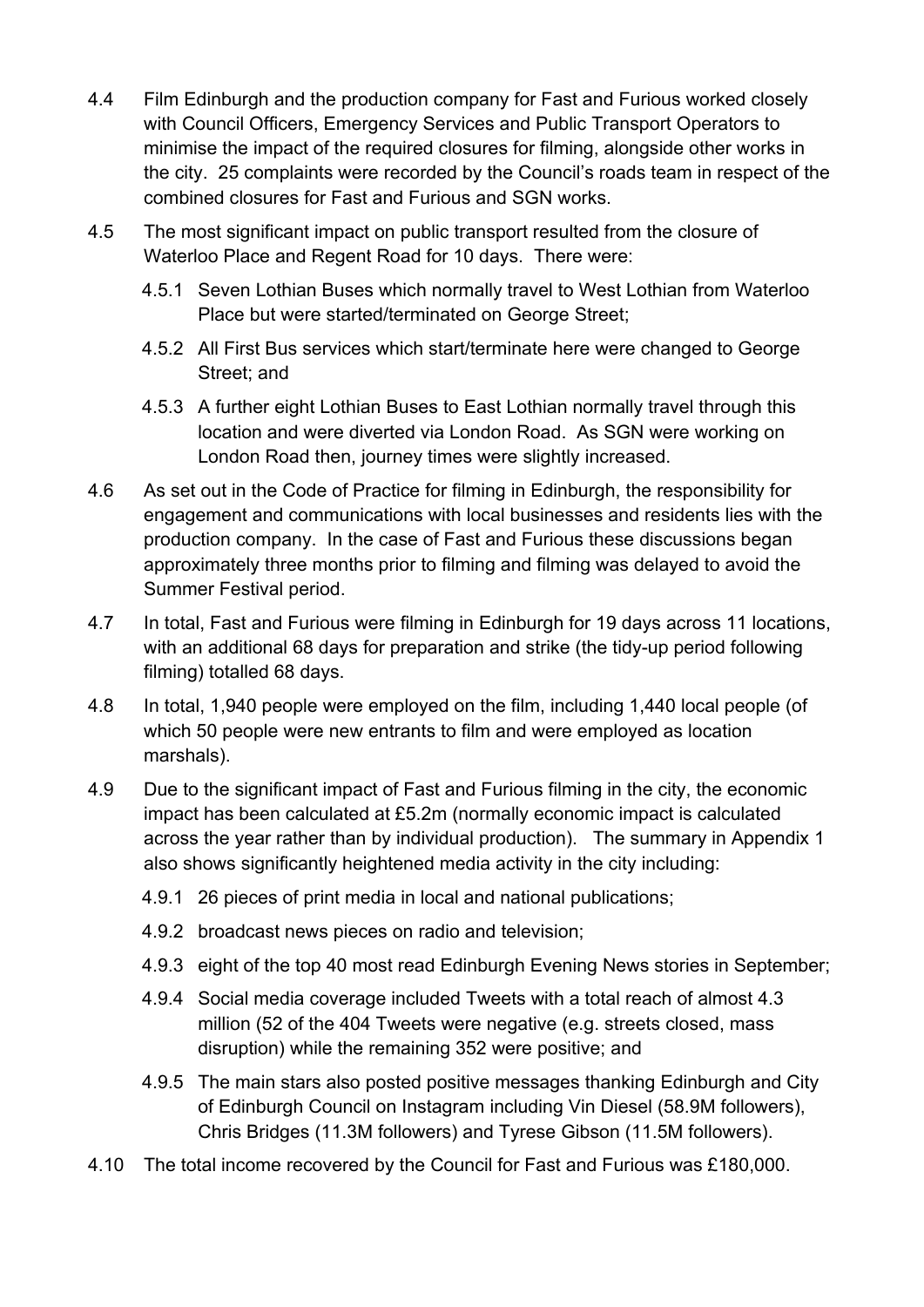4.4 Film Edinburgh and the production company for Fast and Furious worked closely with Council Officers, Emergency Services and Public Transport Operators to minimise the impact of the required closures for filming, alongside other works in the city. 25 complaints were recorded by the Council's roads team in respect of the combined closures for Fast and Furious and SGN works.

4.5 The most significant impact on public transport resulted from the closure of Waterloo Place and Regent Road for 10 days. There were:

4.5.1 Seven Lothian Buses which normally travel to West Lothian from Waterloo Place but were started/terminated on George Street;

4.5.2 All First Bus services which start/terminate here were changed to George Street; and

4.5.3 A further eight Lothian Buses to East Lothian normally travel through this location and were diverted via London Road. As SGN were working on London Road then, journey times were slightly increased.

4.6 As set out in the Code of Practice for filming in Edinburgh, the responsibility for engagement and communications with local businesses and residents lies with the production company. In the case of Fast and Furious these discussions began approximately three months prior to filming and filming was delayed to avoid the Summer Festival period.

4.7 In total, Fast and Furious were filming in Edinburgh for 19 days across 11 locations, with an additional 68 days for preparation and strike (the tidy-up period following filming) totalled 68 days.

4.8 In total, 1,940 people were employed on the film, including 1,440 local people (of which 50 people were new entrants to film and were employed as location marshals).

4.9 Due to the significant impact of Fast and Furious filming in the city, the economic impact has been calculated at £5.2m (normally economic impact is calculated across the year rather than by individual production). The summary in Appendix 1 also shows significantly heightened media activity in the city including:

4.9.1 26 pieces of print media in local and national publications;

4.9.2 broadcast news pieces on radio and television;

4.9.3 eight of the top 40 most read Edinburgh Evening News stories in September;

4.9.4 Social media coverage included Tweets with a total reach of almost 4.3 million (52 of the 404 Tweets were negative (e.g. streets closed, mass disruption) while the remaining 352 were positive; and

4.9.5 The main stars also posted positive messages thanking Edinburgh and City of Edinburgh Council on Instagram including Vin Diesel (58.9M followers), Chris Bridges (11.3M followers) and Tyrese Gibson (11.5M followers).

4.10 The total income recovered by the Council for Fast and Furious was £180,000.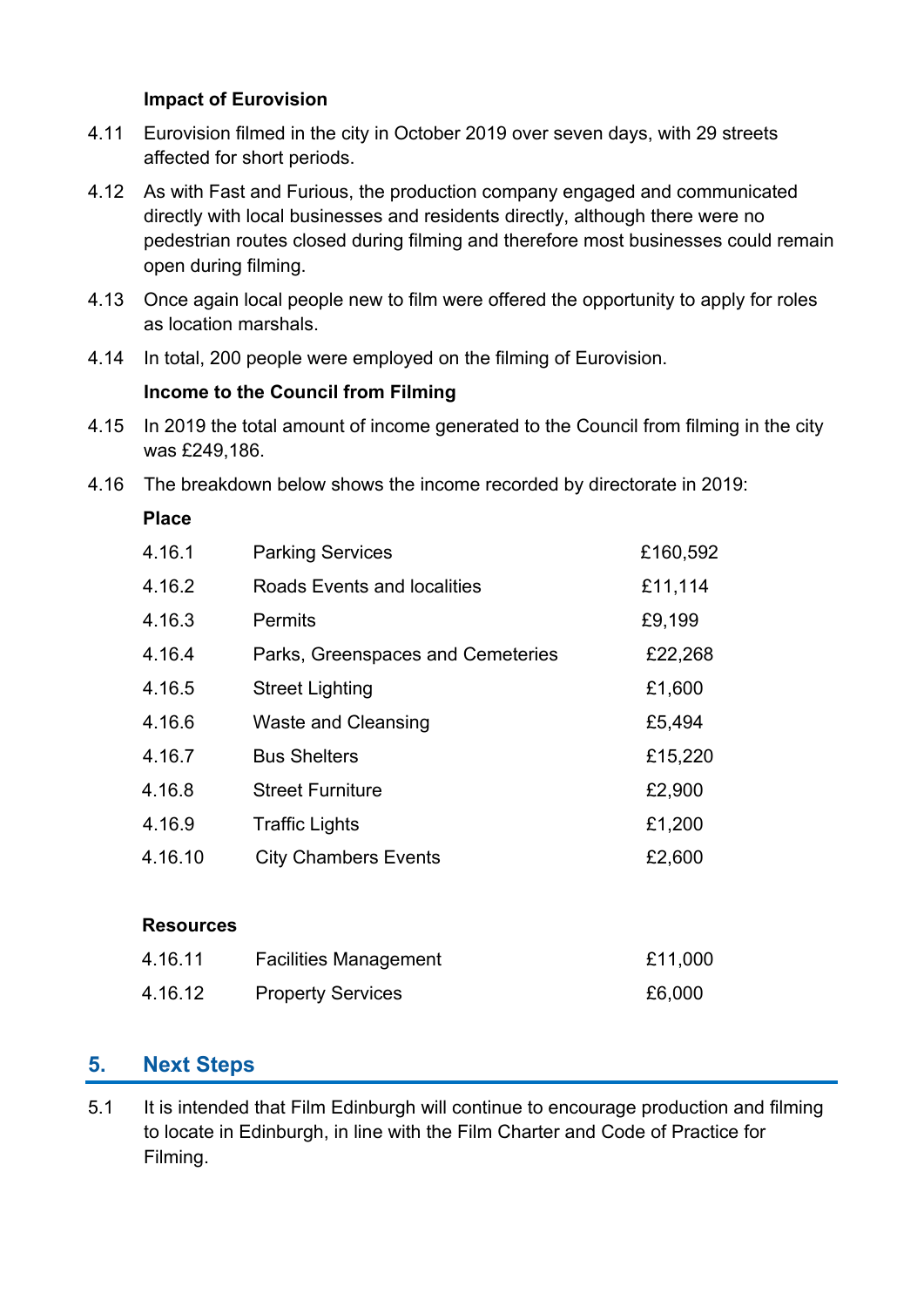**Impact of Eurovision**

4.11 Eurovision filmed in the city in October 2019 over seven days, with 29 streets affected for short periods.

4.12 As with Fast and Furious, the production company engaged and communicated directly with local businesses and residents directly, although there were no pedestrian routes closed during filming and therefore most businesses could remain open during filming.

4.13 Once again local people new to film were offered the opportunity to apply for roles as location marshals.

4.14 In total, 200 people were employed on the filming of Eurovision.

**Income to the Council from Filming**

4.15 In 2019 the total amount of income generated to the Council from filming in the city was £249,186.

4.16 The breakdown below shows the income recorded by directorate in 2019:

**Place**

| | | |
|---|---|---|
| 4.16.1 | Parking Services | £160,592 |
| 4.16.2 | Roads Events and localities | £11,114 |
| 4.16.3 | Permits | £9,199 |
| 4.16.4 | Parks, Greenspaces and Cemeteries | £22,268 |
| 4.16.5 | Street Lighting | £1,600 |
| 4.16.6 | Waste and Cleansing | £5,494 |
| 4.16.7 | Bus Shelters | £15,220 |
| 4.16.8 | Street Furniture | £2,900 |
| 4.16.9 | Traffic Lights | £1,200 |
| 4.16.10 | City Chambers Events | £2,600 |

**Resources**

| | | |
|---|---|---|
| 4.16.11 | Facilities Management | £11,000 |
| 4.16.12 | Property Services | £6,000 |

## 5. Next Steps

5.1 It is intended that Film Edinburgh will continue to encourage production and filming to locate in Edinburgh, in line with the Film Charter and Code of Practice for Filming.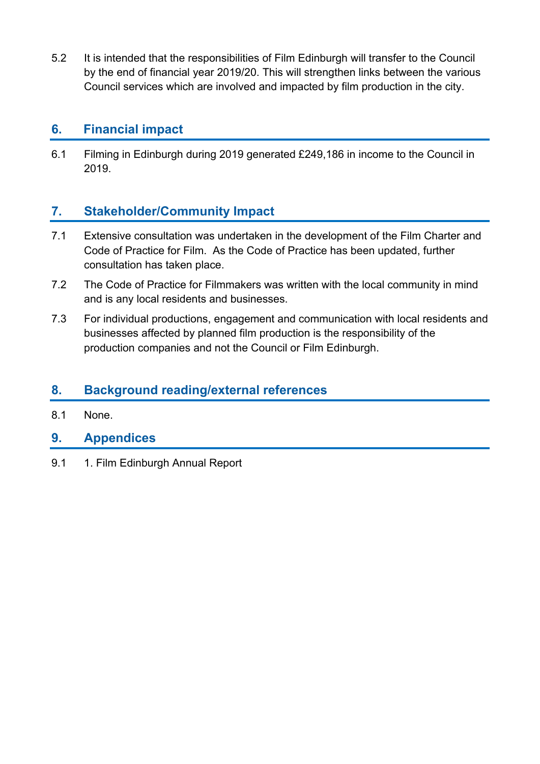5.2 It is intended that the responsibilities of Film Edinburgh will transfer to the Council by the end of financial year 2019/20. This will strengthen links between the various Council services which are involved and impacted by film production in the city.

## 6. Financial impact

6.1 Filming in Edinburgh during 2019 generated £249,186 in income to the Council in 2019.

## 7. Stakeholder/Community Impact

7.1 Extensive consultation was undertaken in the development of the Film Charter and Code of Practice for Film. As the Code of Practice has been updated, further consultation has taken place.

7.2 The Code of Practice for Filmmakers was written with the local community in mind and is any local residents and businesses.

7.3 For individual productions, engagement and communication with local residents and businesses affected by planned film production is the responsibility of the production companies and not the Council or Film Edinburgh.

## 8. Background reading/external references

8.1 None.

## 9. Appendices

9.1 1. Film Edinburgh Annual Report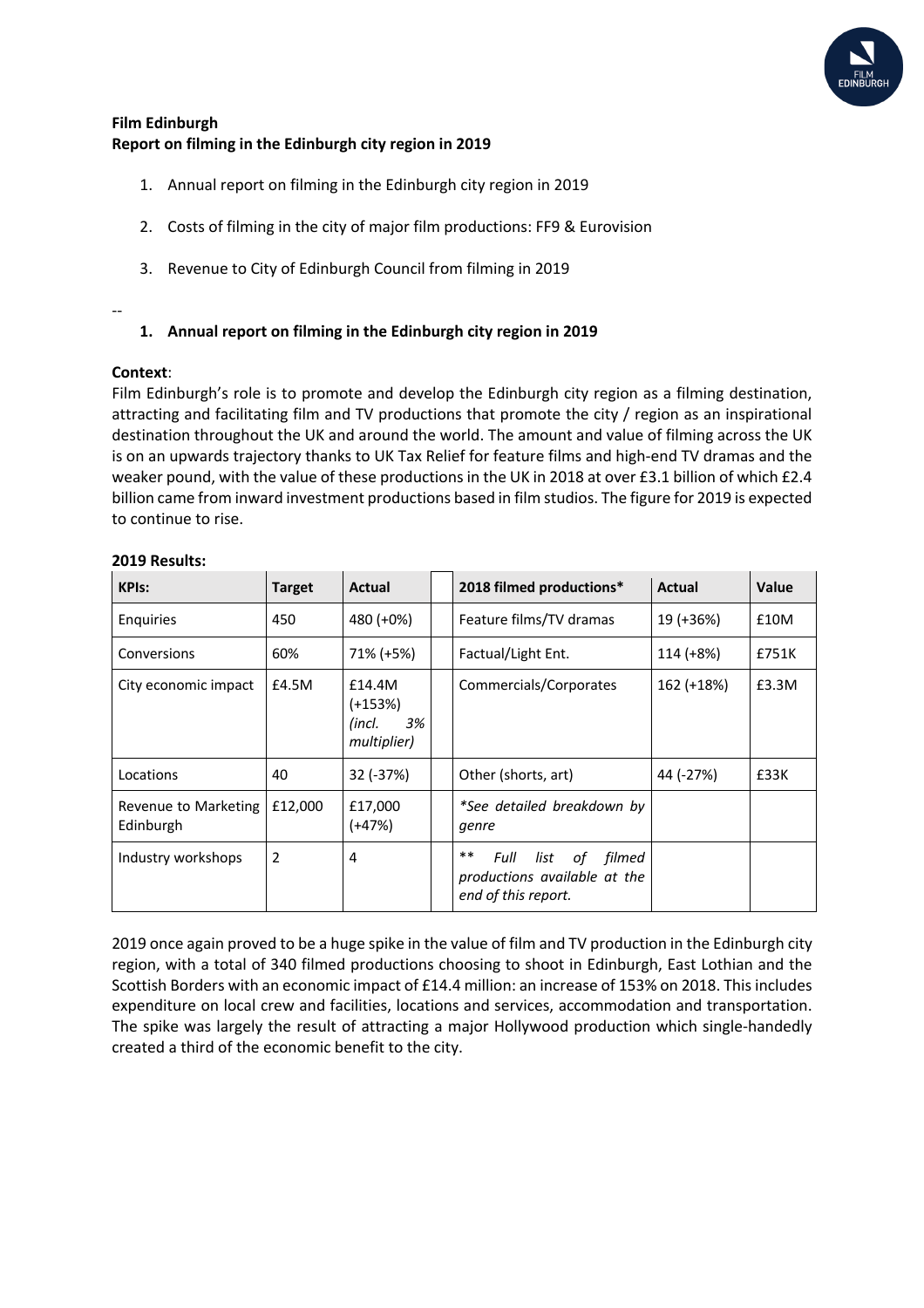**Film Edinburgh**
**Report on filming in the Edinburgh city region in 2019**

1. Annual report on filming in the Edinburgh city region in 2019
2. Costs of filming in the city of major film productions: FF9 & Eurovision
3. Revenue to City of Edinburgh Council from filming in 2019

--

## 1. Annual report on filming in the Edinburgh city region in 2019

**Context**:
Film Edinburgh's role is to promote and develop the Edinburgh city region as a filming destination, attracting and facilitating film and TV productions that promote the city / region as an inspirational destination throughout the UK and around the world. The amount and value of filming across the UK is on an upwards trajectory thanks to UK Tax Relief for feature films and high-end TV dramas and the weaker pound, with the value of these productions in the UK in 2018 at over £3.1 billion of which £2.4 billion came from inward investment productions based in film studios. The figure for 2019 is expected to continue to rise.

**2019 Results:**

| KPIs: | Target | Actual | | 2018 filmed productions* | Actual | Value |
|---|---|---|---|---|---|---|
| Enquiries | 450 | 480 (+0%) | | Feature films/TV dramas | 19 (+36%) | £10M |
| Conversions | 60% | 71% (+5%) | | Factual/Light Ent. | 114 (+8%) | £751K |
| City economic impact | £4.5M | £14.4M (+153%) *(incl. 3% multiplier)* | | Commercials/Corporates | 162 (+18%) | £3.3M |
| Locations | 40 | 32 (-37%) | | Other (shorts, art) | 44 (-27%) | £33K |
| Revenue to Marketing Edinburgh | £12,000 | £17,000 (+47%) | | *\*See detailed breakdown by genre* | | |
| Industry workshops | 2 | 4 | | *\*\* Full list of filmed productions available at the end of this report.* | | |

2019 once again proved to be a huge spike in the value of film and TV production in the Edinburgh city region, with a total of 340 filmed productions choosing to shoot in Edinburgh, East Lothian and the Scottish Borders with an economic impact of £14.4 million: an increase of 153% on 2018. This includes expenditure on local crew and facilities, locations and services, accommodation and transportation. The spike was largely the result of attracting a major Hollywood production which single-handedly created a third of the economic benefit to the city.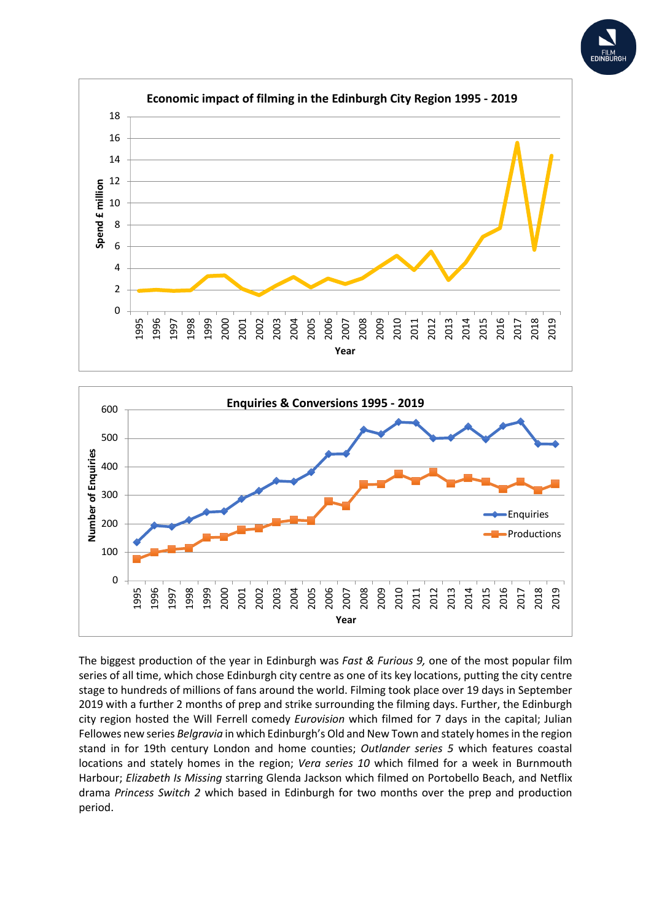The biggest production of the year in Edinburgh was *Fast & Furious 9,* one of the most popular film series of all time, which chose Edinburgh city centre as one of its key locations, putting the city centre stage to hundreds of millions of fans around the world. Filming took place over 19 days in September 2019 with a further 2 months of prep and strike surrounding the filming days. Further, the Edinburgh city region hosted the Will Ferrell comedy *Eurovision* which filmed for 7 days in the capital; Julian Fellowes new series *Belgravia* in which Edinburgh's Old and New Town and stately homes in the region stand in for 19th century London and home counties; *Outlander series 5* which features coastal locations and stately homes in the region; *Vera series 10* which filmed for a week in Burnmouth Harbour; *Elizabeth Is Missing* starring Glenda Jackson which filmed on Portobello Beach, and Netflix drama *Princess Switch 2* which based in Edinburgh for two months over the prep and production period.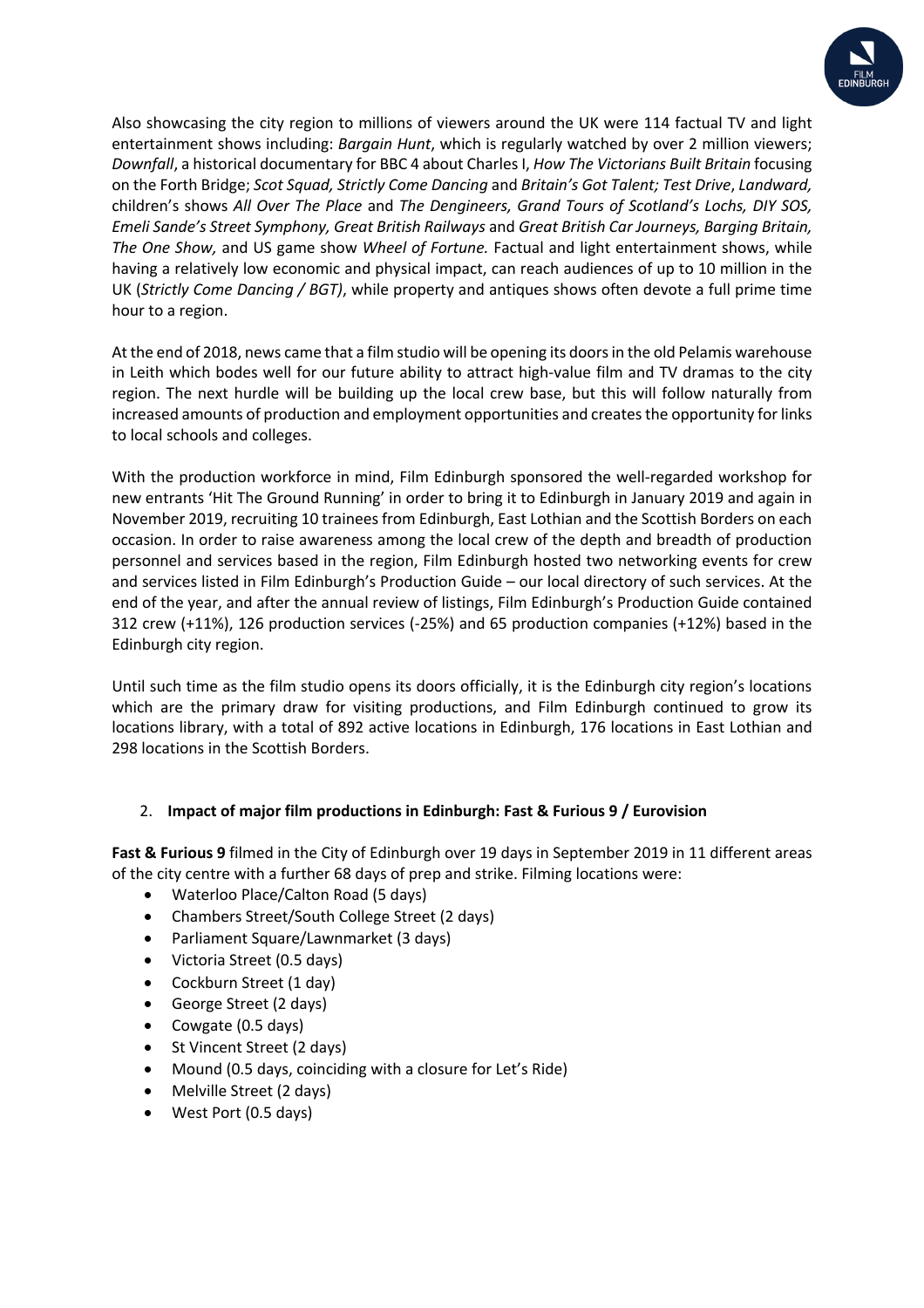Also showcasing the city region to millions of viewers around the UK were 114 factual TV and light entertainment shows including: *Bargain Hunt*, which is regularly watched by over 2 million viewers; *Downfall*, a historical documentary for BBC 4 about Charles I, *How The Victorians Built Britain* focusing on the Forth Bridge; *Scot Squad, Strictly Come Dancing* and *Britain's Got Talent; Test Drive*, *Landward,* children's shows *All Over The Place* and *The Dengineers, Grand Tours of Scotland's Lochs, DIY SOS, Emeli Sande's Street Symphony, Great British Railways* and *Great British Car Journeys, Barging Britain, The One Show,* and US game show *Wheel of Fortune.* Factual and light entertainment shows, while having a relatively low economic and physical impact, can reach audiences of up to 10 million in the UK (*Strictly Come Dancing / BGT)*, while property and antiques shows often devote a full prime time hour to a region.

At the end of 2018, news came that a film studio will be opening its doors in the old Pelamis warehouse in Leith which bodes well for our future ability to attract high-value film and TV dramas to the city region. The next hurdle will be building up the local crew base, but this will follow naturally from increased amounts of production and employment opportunities and creates the opportunity for links to local schools and colleges.

With the production workforce in mind, Film Edinburgh sponsored the well-regarded workshop for new entrants 'Hit The Ground Running' in order to bring it to Edinburgh in January 2019 and again in November 2019, recruiting 10 trainees from Edinburgh, East Lothian and the Scottish Borders on each occasion. In order to raise awareness among the local crew of the depth and breadth of production personnel and services based in the region, Film Edinburgh hosted two networking events for crew and services listed in Film Edinburgh's Production Guide – our local directory of such services. At the end of the year, and after the annual review of listings, Film Edinburgh's Production Guide contained 312 crew (+11%), 126 production services (-25%) and 65 production companies (+12%) based in the Edinburgh city region.

Until such time as the film studio opens its doors officially, it is the Edinburgh city region's locations which are the primary draw for visiting productions, and Film Edinburgh continued to grow its locations library, with a total of 892 active locations in Edinburgh, 176 locations in East Lothian and 298 locations in the Scottish Borders.

## 2. Impact of major film productions in Edinburgh: Fast & Furious 9 / Eurovision

**Fast & Furious 9** filmed in the City of Edinburgh over 19 days in September 2019 in 11 different areas of the city centre with a further 68 days of prep and strike. Filming locations were:

- Waterloo Place/Calton Road (5 days)
- Chambers Street/South College Street (2 days)
- Parliament Square/Lawnmarket (3 days)
- Victoria Street (0.5 days)
- Cockburn Street (1 day)
- George Street (2 days)
- Cowgate (0.5 days)
- St Vincent Street (2 days)
- Mound (0.5 days, coinciding with a closure for Let's Ride)
- Melville Street (2 days)
- West Port (0.5 days)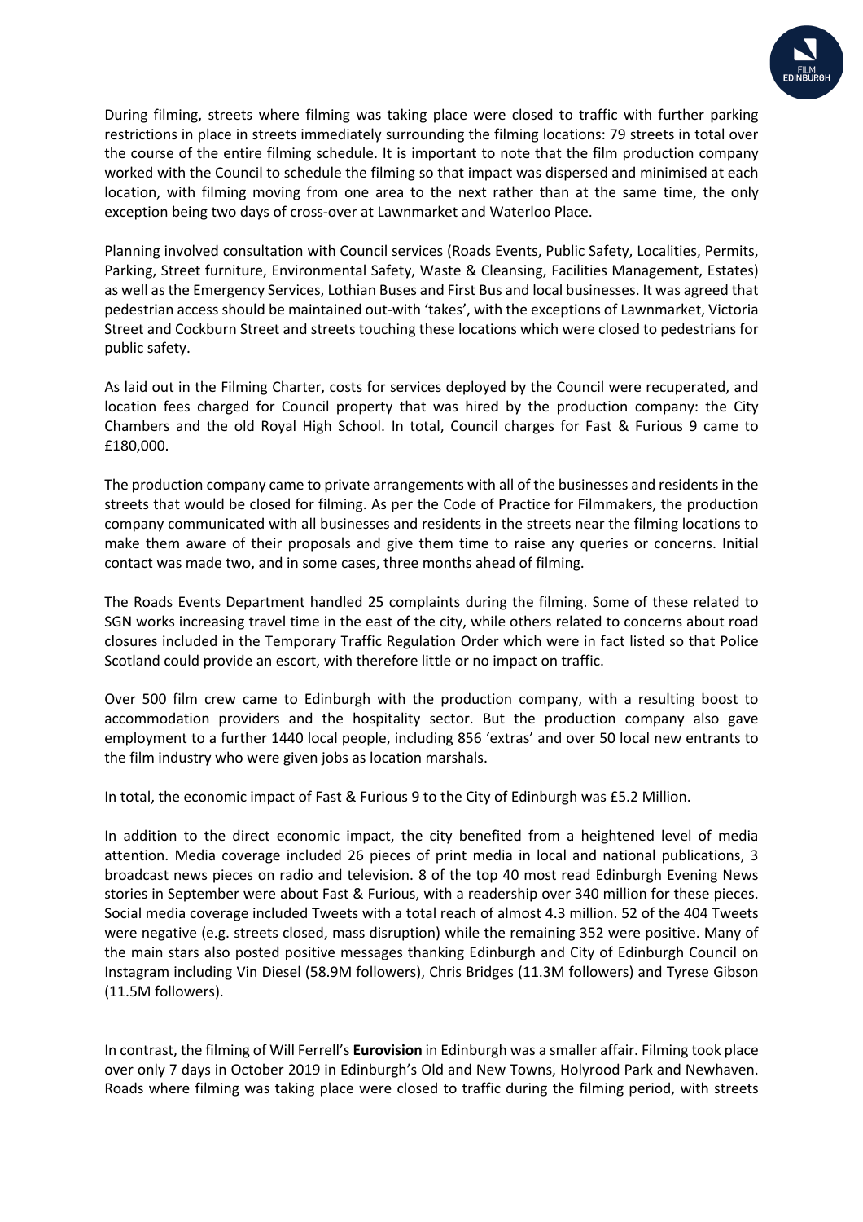During filming, streets where filming was taking place were closed to traffic with further parking restrictions in place in streets immediately surrounding the filming locations: 79 streets in total over the course of the entire filming schedule. It is important to note that the film production company worked with the Council to schedule the filming so that impact was dispersed and minimised at each location, with filming moving from one area to the next rather than at the same time, the only exception being two days of cross-over at Lawnmarket and Waterloo Place.

Planning involved consultation with Council services (Roads Events, Public Safety, Localities, Permits, Parking, Street furniture, Environmental Safety, Waste & Cleansing, Facilities Management, Estates) as well as the Emergency Services, Lothian Buses and First Bus and local businesses. It was agreed that pedestrian access should be maintained out-with 'takes', with the exceptions of Lawnmarket, Victoria Street and Cockburn Street and streets touching these locations which were closed to pedestrians for public safety.

As laid out in the Filming Charter, costs for services deployed by the Council were recuperated, and location fees charged for Council property that was hired by the production company: the City Chambers and the old Royal High School. In total, Council charges for Fast & Furious 9 came to £180,000.

The production company came to private arrangements with all of the businesses and residents in the streets that would be closed for filming. As per the Code of Practice for Filmmakers, the production company communicated with all businesses and residents in the streets near the filming locations to make them aware of their proposals and give them time to raise any queries or concerns. Initial contact was made two, and in some cases, three months ahead of filming.

The Roads Events Department handled 25 complaints during the filming. Some of these related to SGN works increasing travel time in the east of the city, while others related to concerns about road closures included in the Temporary Traffic Regulation Order which were in fact listed so that Police Scotland could provide an escort, with therefore little or no impact on traffic.

Over 500 film crew came to Edinburgh with the production company, with a resulting boost to accommodation providers and the hospitality sector. But the production company also gave employment to a further 1440 local people, including 856 'extras' and over 50 local new entrants to the film industry who were given jobs as location marshals.

In total, the economic impact of Fast & Furious 9 to the City of Edinburgh was £5.2 Million.

In addition to the direct economic impact, the city benefited from a heightened level of media attention. Media coverage included 26 pieces of print media in local and national publications, 3 broadcast news pieces on radio and television. 8 of the top 40 most read Edinburgh Evening News stories in September were about Fast & Furious, with a readership over 340 million for these pieces. Social media coverage included Tweets with a total reach of almost 4.3 million. 52 of the 404 Tweets were negative (e.g. streets closed, mass disruption) while the remaining 352 were positive. Many of the main stars also posted positive messages thanking Edinburgh and City of Edinburgh Council on Instagram including Vin Diesel (58.9M followers), Chris Bridges (11.3M followers) and Tyrese Gibson (11.5M followers).

In contrast, the filming of Will Ferrell's **Eurovision** in Edinburgh was a smaller affair. Filming took place over only 7 days in October 2019 in Edinburgh's Old and New Towns, Holyrood Park and Newhaven. Roads where filming was taking place were closed to traffic during the filming period, with streets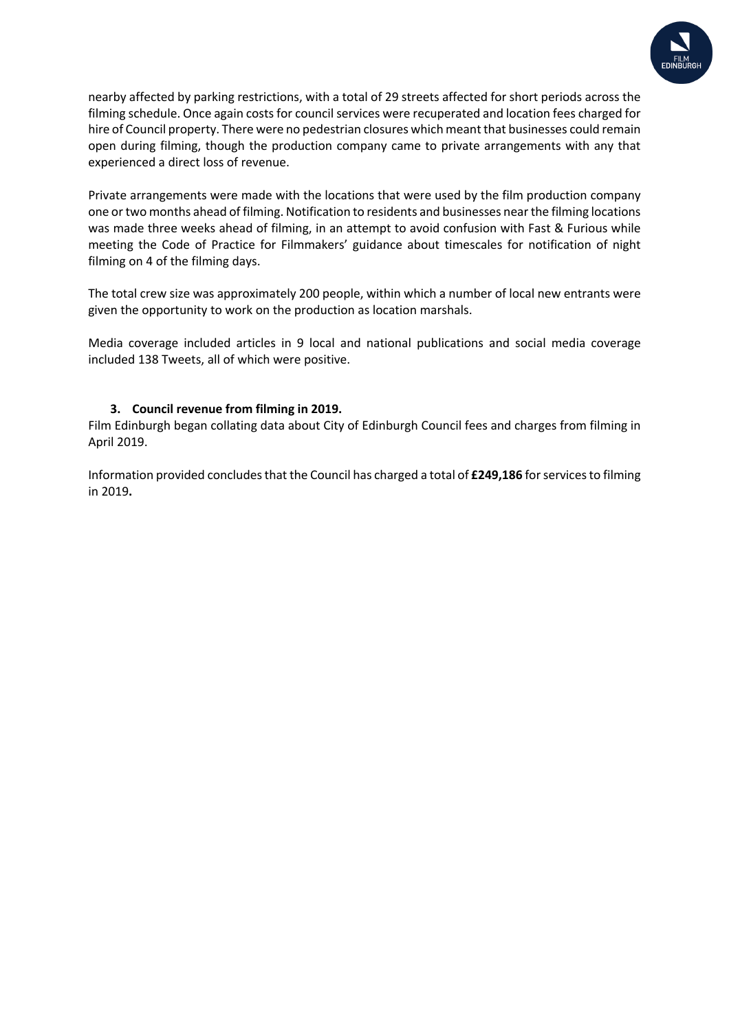nearby affected by parking restrictions, with a total of 29 streets affected for short periods across the filming schedule. Once again costs for council services were recuperated and location fees charged for hire of Council property. There were no pedestrian closures which meant that businesses could remain open during filming, though the production company came to private arrangements with any that experienced a direct loss of revenue.

Private arrangements were made with the locations that were used by the film production company one or two months ahead of filming. Notification to residents and businesses near the filming locations was made three weeks ahead of filming, in an attempt to avoid confusion with Fast & Furious while meeting the Code of Practice for Filmmakers' guidance about timescales for notification of night filming on 4 of the filming days.

The total crew size was approximately 200 people, within which a number of local new entrants were given the opportunity to work on the production as location marshals.

Media coverage included articles in 9 local and national publications and social media coverage included 138 Tweets, all of which were positive.

### 3. Council revenue from filming in 2019.

Film Edinburgh began collating data about City of Edinburgh Council fees and charges from filming in April 2019.

Information provided concludes that the Council has charged a total of **£249,186** for services to filming in 2019**.**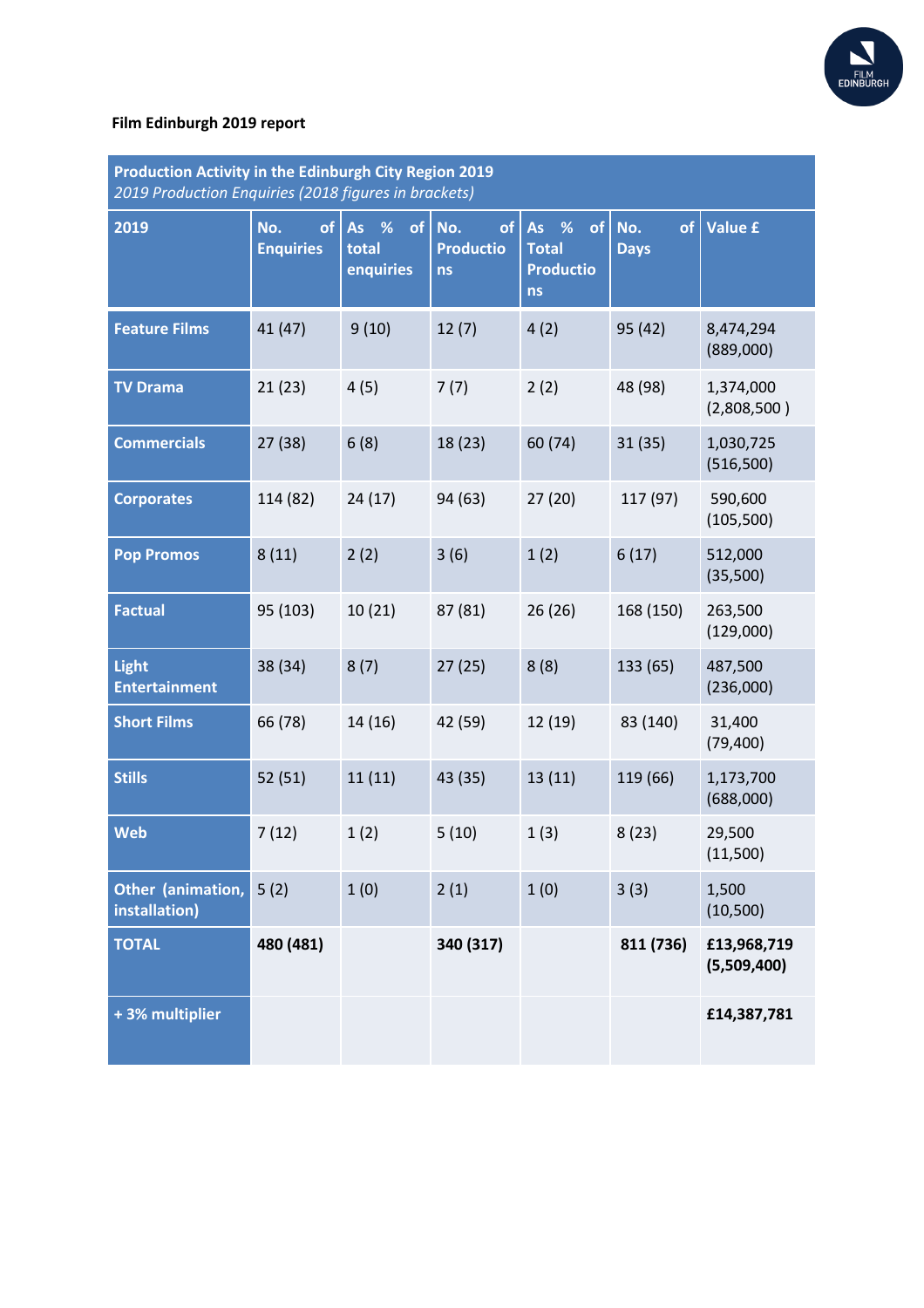**Film Edinburgh 2019 report**

| Production Activity in the Edinburgh City Region 2019 *2019 Production Enquiries (2018 figures in brackets)* | | | | | | |
|---|---|---|---|---|---|---|
| **2019** | **No. of Enquiries** | **As % of total enquiries** | **No. of Productions** | **As % of Total Productions** | **No. of Days** | **Value £** |
| **Feature Films** | 41 (47) | 9 (10) | 12 (7) | 4 (2) | 95 (42) | 8,474,294 (889,000) |
| **TV Drama** | 21 (23) | 4 (5) | 7 (7) | 2 (2) | 48 (98) | 1,374,000 (2,808,500 ) |
| **Commercials** | 27 (38) | 6 (8) | 18 (23) | 60 (74) | 31 (35) | 1,030,725 (516,500) |
| **Corporates** | 114 (82) | 24 (17) | 94 (63) | 27 (20) | 117 (97) | 590,600 (105,500) |
| **Pop Promos** | 8 (11) | 2 (2) | 3 (6) | 1 (2) | 6 (17) | 512,000 (35,500) |
| **Factual** | 95 (103) | 10 (21) | 87 (81) | 26 (26) | 168 (150) | 263,500 (129,000) |
| **Light Entertainment** | 38 (34) | 8 (7) | 27 (25) | 8 (8) | 133 (65) | 487,500 (236,000) |
| **Short Films** | 66 (78) | 14 (16) | 42 (59) | 12 (19) | 83 (140) | 31,400 (79,400) |
| **Stills** | 52 (51) | 11 (11) | 43 (35) | 13 (11) | 119 (66) | 1,173,700 (688,000) |
| **Web** | 7 (12) | 1 (2) | 5 (10) | 1 (3) | 8 (23) | 29,500 (11,500) |
| **Other (animation, installation)** | 5 (2) | 1 (0) | 2 (1) | 1 (0) | 3 (3) | 1,500 (10,500) |
| **TOTAL** | **480 (481)** | | **340 (317)** | | **811 (736)** | **£13,968,719 (5,509,400)** |
| **+ 3% multiplier** | | | | | | **£14,387,781** |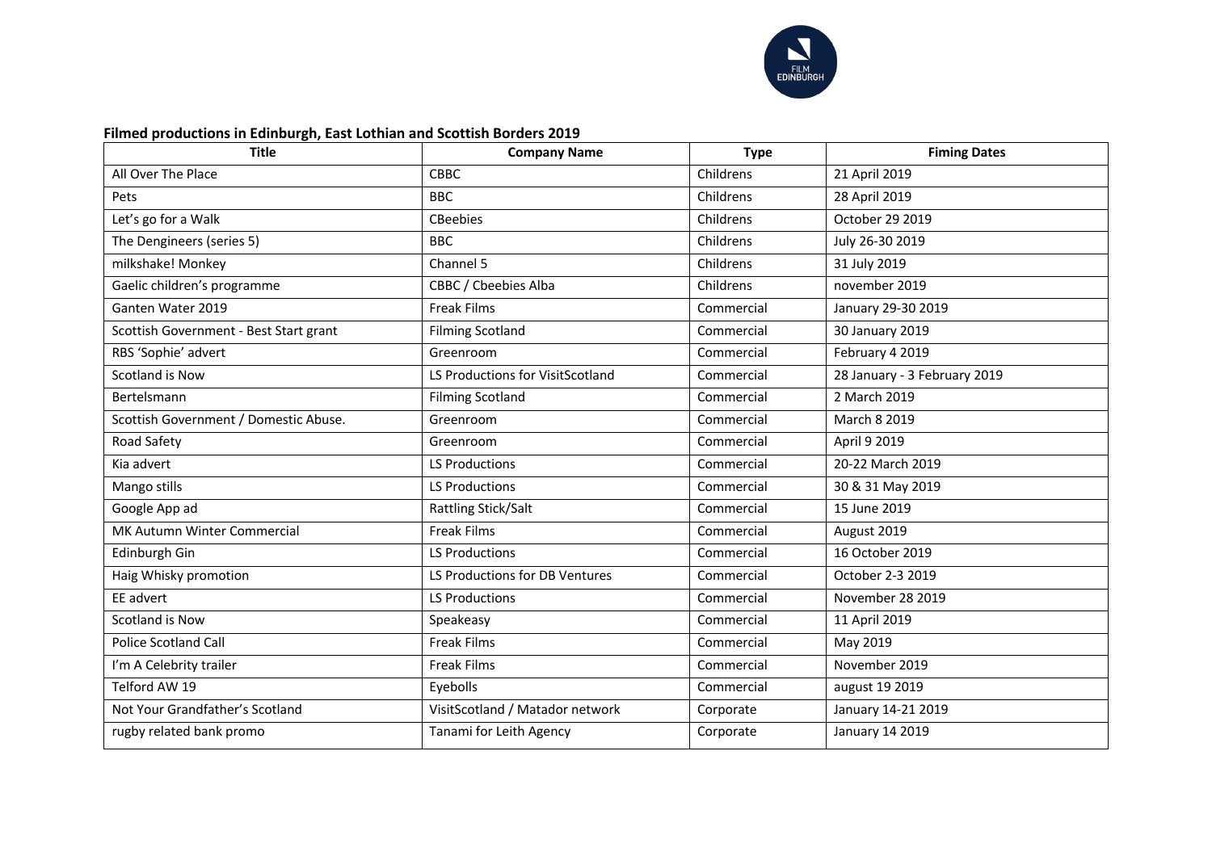**Filmed productions in Edinburgh, East Lothian and Scottish Borders 2019**

| Title | Company Name | Type | Fiming Dates |
| --- | --- | --- | --- |
| All Over The Place | CBBC | Childrens | 21 April 2019 |
| Pets | BBC | Childrens | 28 April 2019 |
| Let's go for a Walk | CBeebies | Childrens | October 29 2019 |
| The Dengineers (series 5) | BBC | Childrens | July 26-30 2019 |
| milkshake! Monkey | Channel 5 | Childrens | 31 July 2019 |
| Gaelic children's programme | CBBC / Cbeebies Alba | Childrens | november 2019 |
| Ganten Water 2019 | Freak Films | Commercial | January 29-30 2019 |
| Scottish Government - Best Start grant | Filming Scotland | Commercial | 30 January 2019 |
| RBS 'Sophie' advert | Greenroom | Commercial | February 4 2019 |
| Scotland is Now | LS Productions for VisitScotland | Commercial | 28 January - 3 February 2019 |
| Bertelsmann | Filming Scotland | Commercial | 2 March 2019 |
| Scottish Government / Domestic Abuse. | Greenroom | Commercial | March 8 2019 |
| Road Safety | Greenroom | Commercial | April 9 2019 |
| Kia advert | LS Productions | Commercial | 20-22 March 2019 |
| Mango stills | LS Productions | Commercial | 30 & 31 May 2019 |
| Google App ad | Rattling Stick/Salt | Commercial | 15 June 2019 |
| MK Autumn Winter Commercial | Freak Films | Commercial | August 2019 |
| Edinburgh Gin | LS Productions | Commercial | 16 October 2019 |
| Haig Whisky promotion | LS Productions for DB Ventures | Commercial | October 2-3 2019 |
| EE advert | LS Productions | Commercial | November 28 2019 |
| Scotland is Now | Speakeasy | Commercial | 11 April 2019 |
| Police Scotland Call | Freak Films | Commercial | May 2019 |
| I'm A Celebrity trailer | Freak Films | Commercial | November 2019 |
| Telford AW 19 | Eyebolls | Commercial | august 19 2019 |
| Not Your Grandfather's Scotland | VisitScotland / Matador network | Corporate | January 14-21 2019 |
| rugby related bank promo | Tanami for Leith Agency | Corporate | January 14 2019 |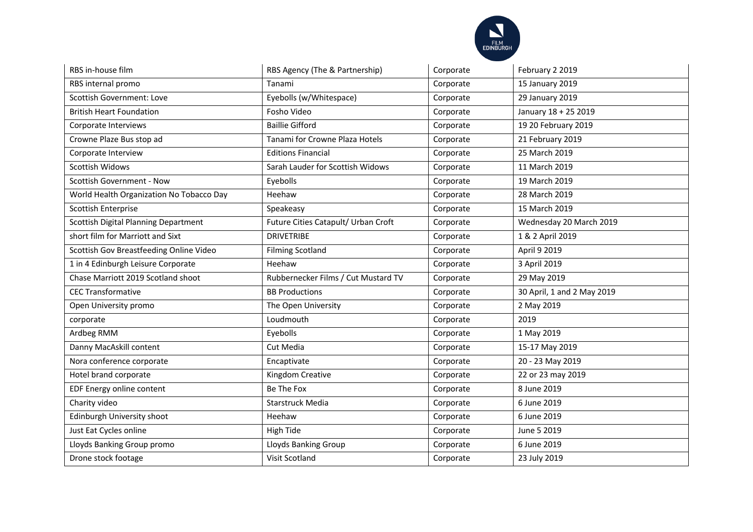| RBS in-house film | RBS Agency (The & Partnership) | Corporate | February 2 2019 |
|---|---|---|---|
| RBS internal promo | Tanami | Corporate | 15 January 2019 |
| Scottish Government: Love | Eyebolls (w/Whitespace) | Corporate | 29 January 2019 |
| British Heart Foundation | Fosho Video | Corporate | January 18 + 25 2019 |
| Corporate Interviews | Baillie Gifford | Corporate | 19 20 February 2019 |
| Crowne Plaze Bus stop ad | Tanami for Crowne Plaza Hotels | Corporate | 21 February 2019 |
| Corporate Interview | Editions Financial | Corporate | 25 March 2019 |
| Scottish Widows | Sarah Lauder for Scottish Widows | Corporate | 11 March 2019 |
| Scottish Government - Now | Eyebolls | Corporate | 19 March 2019 |
| World Health Organization No Tobacco Day | Heehaw | Corporate | 28 March 2019 |
| Scottish Enterprise | Speakeasy | Corporate | 15 March 2019 |
| Scottish Digital Planning Department | Future Cities Catapult/ Urban Croft | Corporate | Wednesday 20 March 2019 |
| short film for Marriott and Sixt | DRIVETRIBE | Corporate | 1 & 2 April 2019 |
| Scottish Gov Breastfeeding Online Video | Filming Scotland | Corporate | April 9 2019 |
| 1 in 4 Edinburgh Leisure Corporate | Heehaw | Corporate | 3 April 2019 |
| Chase Marriott 2019 Scotland shoot | Rubbernecker Films / Cut Mustard TV | Corporate | 29 May 2019 |
| CEC Transformative | BB Productions | Corporate | 30 April, 1 and 2 May 2019 |
| Open University promo | The Open University | Corporate | 2 May 2019 |
| corporate | Loudmouth | Corporate | 2019 |
| Ardbeg RMM | Eyebolls | Corporate | 1 May 2019 |
| Danny MacAskill content | Cut Media | Corporate | 15-17 May 2019 |
| Nora conference corporate | Encaptivate | Corporate | 20 - 23 May 2019 |
| Hotel brand corporate | Kingdom Creative | Corporate | 22 or 23 may 2019 |
| EDF Energy online content | Be The Fox | Corporate | 8 June 2019 |
| Charity video | Starstruck Media | Corporate | 6 June 2019 |
| Edinburgh University shoot | Heehaw | Corporate | 6 June 2019 |
| Just Eat Cycles online | High Tide | Corporate | June 5 2019 |
| Lloyds Banking Group promo | Lloyds Banking Group | Corporate | 6 June 2019 |
| Drone stock footage | Visit Scotland | Corporate | 23 July 2019 |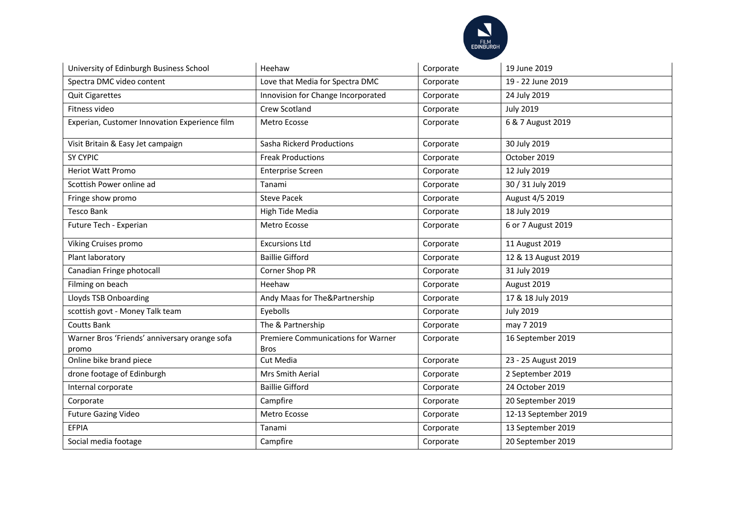| University of Edinburgh Business School | Heehaw | Corporate | 19 June 2019 |
|---|---|---|---|
| Spectra DMC video content | Love that Media for Spectra DMC | Corporate | 19 - 22 June 2019 |
| Quit Cigarettes | Innovision for Change Incorporated | Corporate | 24 July 2019 |
| Fitness video | Crew Scotland | Corporate | July 2019 |
| Experian, Customer Innovation Experience film | Metro Ecosse | Corporate | 6 & 7 August 2019 |
| Visit Britain & Easy Jet campaign | Sasha Rickerd Productions | Corporate | 30 July 2019 |
| SY CYPIC | Freak Productions | Corporate | October 2019 |
| Heriot Watt Promo | Enterprise Screen | Corporate | 12 July 2019 |
| Scottish Power online ad | Tanami | Corporate | 30 / 31 July 2019 |
| Fringe show promo | Steve Pacek | Corporate | August 4/5 2019 |
| Tesco Bank | High Tide Media | Corporate | 18 July 2019 |
| Future Tech - Experian | Metro Ecosse | Corporate | 6 or 7 August 2019 |
| Viking Cruises promo | Excursions Ltd | Corporate | 11 August 2019 |
| Plant laboratory | Baillie Gifford | Corporate | 12 & 13 August 2019 |
| Canadian Fringe photocall | Corner Shop PR | Corporate | 31 July 2019 |
| Filming on beach | Heehaw | Corporate | August 2019 |
| Lloyds TSB Onboarding | Andy Maas for The&Partnership | Corporate | 17 & 18 July 2019 |
| scottish govt - Money Talk team | Eyebolls | Corporate | July 2019 |
| Coutts Bank | The & Partnership | Corporate | may 7 2019 |
| Warner Bros 'Friends' anniversary orange sofa promo | Premiere Communications for Warner Bros | Corporate | 16 September 2019 |
| Online bike brand piece | Cut Media | Corporate | 23 - 25 August 2019 |
| drone footage of Edinburgh | Mrs Smith Aerial | Corporate | 2 September 2019 |
| Internal corporate | Baillie Gifford | Corporate | 24 October 2019 |
| Corporate | Campfire | Corporate | 20 September 2019 |
| Future Gazing Video | Metro Ecosse | Corporate | 12-13 September 2019 |
| EFPIA | Tanami | Corporate | 13 September 2019 |
| Social media footage | Campfire | Corporate | 20 September 2019 |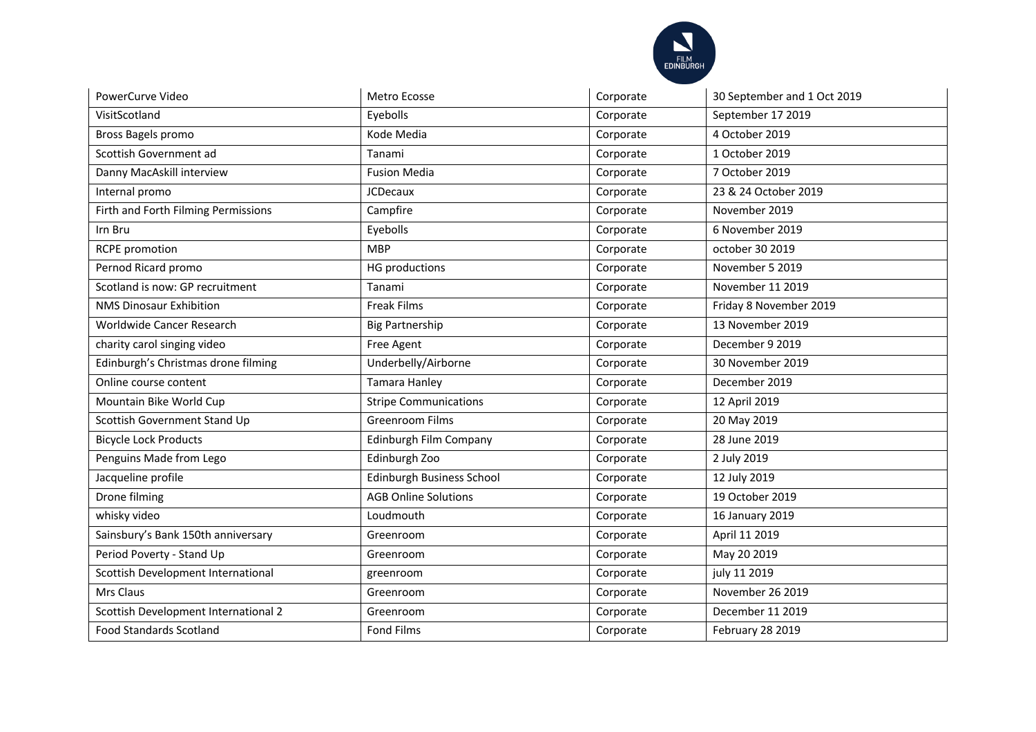| PowerCurve Video | Metro Ecosse | Corporate | 30 September and 1 Oct 2019 |
|---|---|---|---|
| VisitScotland | Eyebolls | Corporate | September 17 2019 |
| Bross Bagels promo | Kode Media | Corporate | 4 October 2019 |
| Scottish Government ad | Tanami | Corporate | 1 October 2019 |
| Danny MacAskill interview | Fusion Media | Corporate | 7 October 2019 |
| Internal promo | JCDecaux | Corporate | 23 & 24 October 2019 |
| Firth and Forth Filming Permissions | Campfire | Corporate | November 2019 |
| Irn Bru | Eyebolls | Corporate | 6 November 2019 |
| RCPE promotion | MBP | Corporate | october 30 2019 |
| Pernod Ricard promo | HG productions | Corporate | November 5 2019 |
| Scotland is now: GP recruitment | Tanami | Corporate | November 11 2019 |
| NMS Dinosaur Exhibition | Freak Films | Corporate | Friday 8 November 2019 |
| Worldwide Cancer Research | Big Partnership | Corporate | 13 November 2019 |
| charity carol singing video | Free Agent | Corporate | December 9 2019 |
| Edinburgh's Christmas drone filming | Underbelly/Airborne | Corporate | 30 November 2019 |
| Online course content | Tamara Hanley | Corporate | December 2019 |
| Mountain Bike World Cup | Stripe Communications | Corporate | 12 April 2019 |
| Scottish Government Stand Up | Greenroom Films | Corporate | 20 May 2019 |
| Bicycle Lock Products | Edinburgh Film Company | Corporate | 28 June 2019 |
| Penguins Made from Lego | Edinburgh Zoo | Corporate | 2 July 2019 |
| Jacqueline profile | Edinburgh Business School | Corporate | 12 July 2019 |
| Drone filming | AGB Online Solutions | Corporate | 19 October 2019 |
| whisky video | Loudmouth | Corporate | 16 January 2019 |
| Sainsbury's Bank 150th anniversary | Greenroom | Corporate | April 11 2019 |
| Period Poverty - Stand Up | Greenroom | Corporate | May 20 2019 |
| Scottish Development International | greenroom | Corporate | july 11 2019 |
| Mrs Claus | Greenroom | Corporate | November 26 2019 |
| Scottish Development International 2 | Greenroom | Corporate | December 11 2019 |
| Food Standards Scotland | Fond Films | Corporate | February 28 2019 |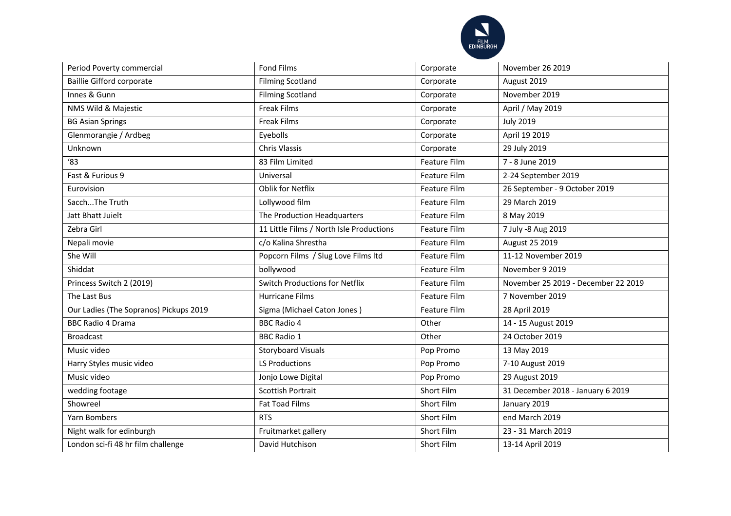| Period Poverty commercial | Fond Films | Corporate | November 26 2019 |
|---|---|---|---|
| Baillie Gifford corporate | Filming Scotland | Corporate | August 2019 |
| Innes & Gunn | Filming Scotland | Corporate | November 2019 |
| NMS Wild & Majestic | Freak Films | Corporate | April / May 2019 |
| BG Asian Springs | Freak Films | Corporate | July 2019 |
| Glenmorangie / Ardbeg | Eyebolls | Corporate | April 19 2019 |
| Unknown | Chris Vlassis | Corporate | 29 July 2019 |
| '83 | 83 Film Limited | Feature Film | 7 - 8 June 2019 |
| Fast & Furious 9 | Universal | Feature Film | 2-24 September 2019 |
| Eurovision | Oblik for Netflix | Feature Film | 26 September - 9 October 2019 |
| Sacch...The Truth | Lollywood film | Feature Film | 29 March 2019 |
| Jatt Bhatt Juielt | The Production Headquarters | Feature Film | 8 May 2019 |
| Zebra Girl | 11 Little Films / North Isle Productions | Feature Film | 7 July -8 Aug 2019 |
| Nepali movie | c/o Kalina Shrestha | Feature Film | August 25 2019 |
| She Will | Popcorn Films / Slug Love Films ltd | Feature Film | 11-12 November 2019 |
| Shiddat | bollywood | Feature Film | November 9 2019 |
| Princess Switch 2 (2019) | Switch Productions for Netflix | Feature Film | November 25 2019 - December 22 2019 |
| The Last Bus | Hurricane Films | Feature Film | 7 November 2019 |
| Our Ladies (The Sopranos) Pickups 2019 | Sigma (Michael Caton Jones ) | Feature Film | 28 April 2019 |
| BBC Radio 4 Drama | BBC Radio 4 | Other | 14 - 15 August 2019 |
| Broadcast | BBC Radio 1 | Other | 24 October 2019 |
| Music video | Storyboard Visuals | Pop Promo | 13 May 2019 |
| Harry Styles music video | LS Productions | Pop Promo | 7-10 August 2019 |
| Music video | Jonjo Lowe Digital | Pop Promo | 29 August 2019 |
| wedding footage | Scottish Portrait | Short Film | 31 December 2018 - January 6 2019 |
| Showreel | Fat Toad Films | Short Film | January 2019 |
| Yarn Bombers | RTS | Short Film | end March 2019 |
| Night walk for edinburgh | Fruitmarket gallery | Short Film | 23 - 31 March 2019 |
| London sci-fi 48 hr film challenge | David Hutchison | Short Film | 13-14 April 2019 |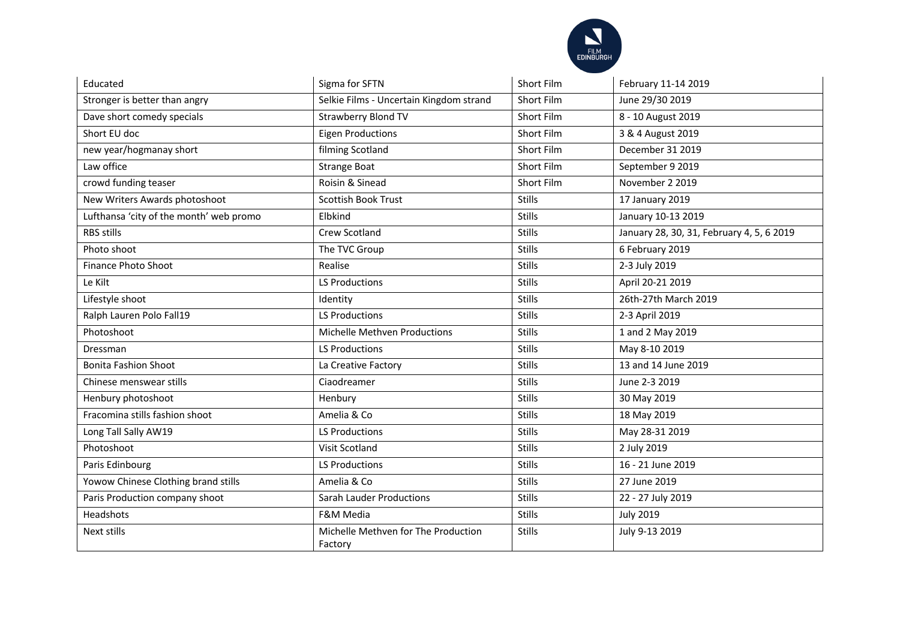| Educated | Sigma for SFTN | Short Film | February 11-14 2019 |
|---|---|---|---|
| Stronger is better than angry | Selkie Films - Uncertain Kingdom strand | Short Film | June 29/30 2019 |
| Dave short comedy specials | Strawberry Blond TV | Short Film | 8 - 10 August 2019 |
| Short EU doc | Eigen Productions | Short Film | 3 & 4 August 2019 |
| new year/hogmanay short | filming Scotland | Short Film | December 31 2019 |
| Law office | Strange Boat | Short Film | September 9 2019 |
| crowd funding teaser | Roisin & Sinead | Short Film | November 2 2019 |
| New Writers Awards photoshoot | Scottish Book Trust | Stills | 17 January 2019 |
| Lufthansa 'city of the month' web promo | Elbkind | Stills | January 10-13 2019 |
| RBS stills | Crew Scotland | Stills | January 28, 30, 31, February 4, 5, 6 2019 |
| Photo shoot | The TVC Group | Stills | 6 February 2019 |
| Finance Photo Shoot | Realise | Stills | 2-3 July 2019 |
| Le Kilt | LS Productions | Stills | April 20-21 2019 |
| Lifestyle shoot | Identity | Stills | 26th-27th March 2019 |
| Ralph Lauren Polo Fall19 | LS Productions | Stills | 2-3 April 2019 |
| Photoshoot | Michelle Methven Productions | Stills | 1 and 2 May 2019 |
| Dressman | LS Productions | Stills | May 8-10 2019 |
| Bonita Fashion Shoot | La Creative Factory | Stills | 13 and 14 June 2019 |
| Chinese menswear stills | Ciaodreamer | Stills | June 2-3 2019 |
| Henbury photoshoot | Henbury | Stills | 30 May 2019 |
| Fracomina stills fashion shoot | Amelia & Co | Stills | 18 May 2019 |
| Long Tall Sally AW19 | LS Productions | Stills | May 28-31 2019 |
| Photoshoot | Visit Scotland | Stills | 2 July 2019 |
| Paris Edinbourg | LS Productions | Stills | 16 - 21 June 2019 |
| Yowow Chinese Clothing brand stills | Amelia & Co | Stills | 27 June 2019 |
| Paris Production company shoot | Sarah Lauder Productions | Stills | 22 - 27 July 2019 |
| Headshots | F&M Media | Stills | July 2019 |
| Next stills | Michelle Methven for The Production Factory | Stills | July 9-13 2019 |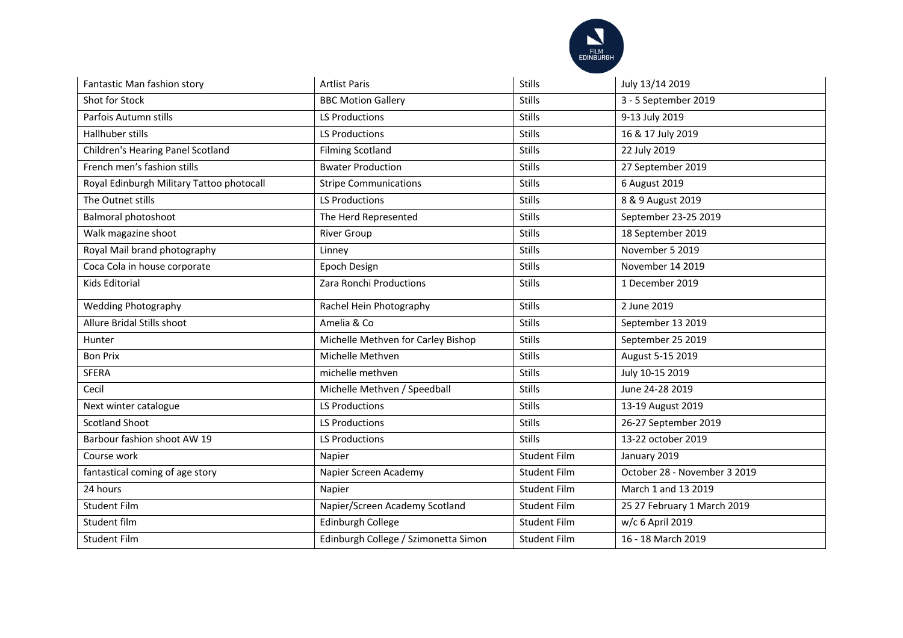| | | | |
|---|---|---|---|
| Fantastic Man fashion story | Artlist Paris | Stills | July 13/14 2019 |
| Shot for Stock | BBC Motion Gallery | Stills | 3 - 5 September 2019 |
| Parfois Autumn stills | LS Productions | Stills | 9-13 July 2019 |
| Hallhuber stills | LS Productions | Stills | 16 & 17 July 2019 |
| Children's Hearing Panel Scotland | Filming Scotland | Stills | 22 July 2019 |
| French men's fashion stills | Bwater Production | Stills | 27 September 2019 |
| Royal Edinburgh Military Tattoo photocall | Stripe Communications | Stills | 6 August 2019 |
| The Outnet stills | LS Productions | Stills | 8 & 9 August 2019 |
| Balmoral photoshoot | The Herd Represented | Stills | September 23-25 2019 |
| Walk magazine shoot | River Group | Stills | 18 September 2019 |
| Royal Mail brand photography | Linney | Stills | November 5 2019 |
| Coca Cola in house corporate | Epoch Design | Stills | November 14 2019 |
| Kids Editorial | Zara Ronchi Productions | Stills | 1 December 2019 |
| Wedding Photography | Rachel Hein Photography | Stills | 2 June 2019 |
| Allure Bridal Stills shoot | Amelia & Co | Stills | September 13 2019 |
| Hunter | Michelle Methven for Carley Bishop | Stills | September 25 2019 |
| Bon Prix | Michelle Methven | Stills | August 5-15 2019 |
| SFERA | michelle methven | Stills | July 10-15 2019 |
| Cecil | Michelle Methven / Speedball | Stills | June 24-28 2019 |
| Next winter catalogue | LS Productions | Stills | 13-19 August 2019 |
| Scotland Shoot | LS Productions | Stills | 26-27 September 2019 |
| Barbour fashion shoot AW 19 | LS Productions | Stills | 13-22 october 2019 |
| Course work | Napier | Student Film | January 2019 |
| fantastical coming of age story | Napier Screen Academy | Student Film | October 28 - November 3 2019 |
| 24 hours | Napier | Student Film | March 1 and 13 2019 |
| Student Film | Napier/Screen Academy Scotland | Student Film | 25 27 February 1 March 2019 |
| Student film | Edinburgh College | Student Film | w/c 6 April 2019 |
| Student Film | Edinburgh College / Szimonetta Simon | Student Film | 16 - 18 March 2019 |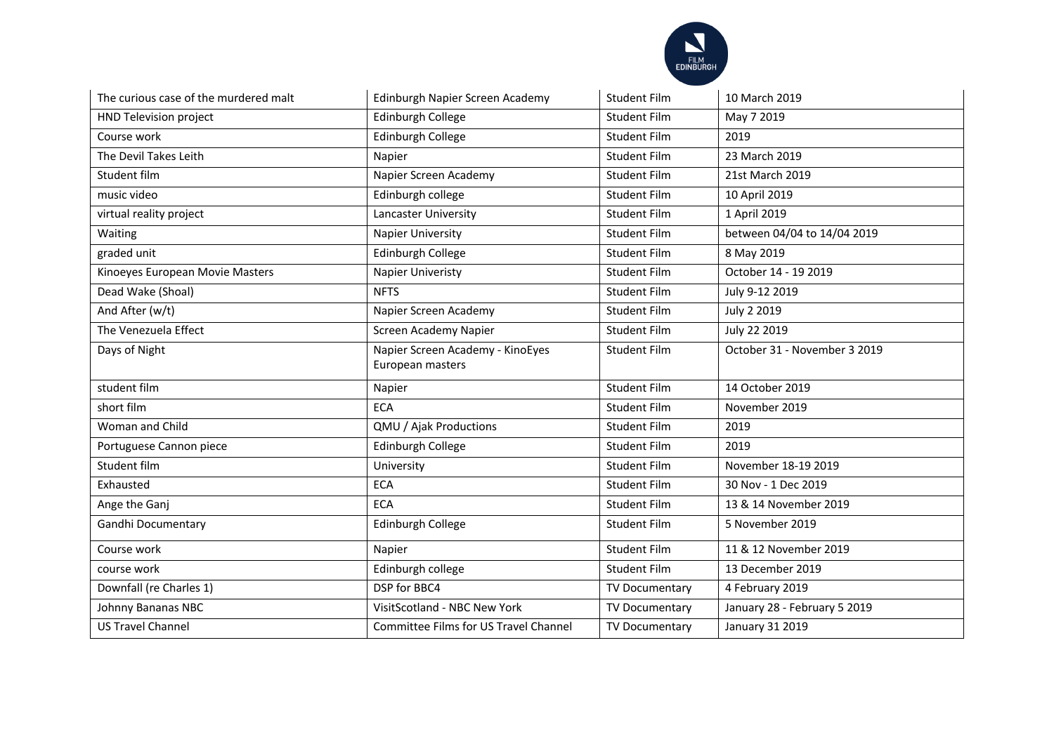| The curious case of the murdered malt | Edinburgh Napier Screen Academy | Student Film | 10 March 2019 |
|---|---|---|---|
| HND Television project | Edinburgh College | Student Film | May 7 2019 |
| Course work | Edinburgh College | Student Film | 2019 |
| The Devil Takes Leith | Napier | Student Film | 23 March 2019 |
| Student film | Napier Screen Academy | Student Film | 21st March 2019 |
| music video | Edinburgh college | Student Film | 10 April 2019 |
| virtual reality project | Lancaster University | Student Film | 1 April 2019 |
| Waiting | Napier University | Student Film | between 04/04 to 14/04 2019 |
| graded unit | Edinburgh College | Student Film | 8 May 2019 |
| Kinoeyes European Movie Masters | Napier Univeristy | Student Film | October 14 - 19 2019 |
| Dead Wake (Shoal) | NFTS | Student Film | July 9-12 2019 |
| And After (w/t) | Napier Screen Academy | Student Film | July 2 2019 |
| The Venezuela Effect | Screen Academy Napier | Student Film | July 22 2019 |
| Days of Night | Napier Screen Academy - KinoEyes European masters | Student Film | October 31 - November 3 2019 |
| student film | Napier | Student Film | 14 October 2019 |
| short film | ECA | Student Film | November 2019 |
| Woman and Child | QMU / Ajak Productions | Student Film | 2019 |
| Portuguese Cannon piece | Edinburgh College | Student Film | 2019 |
| Student film | University | Student Film | November 18-19 2019 |
| Exhausted | ECA | Student Film | 30 Nov - 1 Dec 2019 |
| Ange the Ganj | ECA | Student Film | 13 & 14 November 2019 |
| Gandhi Documentary | Edinburgh College | Student Film | 5 November 2019 |
| Course work | Napier | Student Film | 11 & 12 November 2019 |
| course work | Edinburgh college | Student Film | 13 December 2019 |
| Downfall (re Charles 1) | DSP for BBC4 | TV Documentary | 4 February 2019 |
| Johnny Bananas NBC | VisitScotland - NBC New York | TV Documentary | January 28 - February 5 2019 |
| US Travel Channel | Committee Films for US Travel Channel | TV Documentary | January 31 2019 |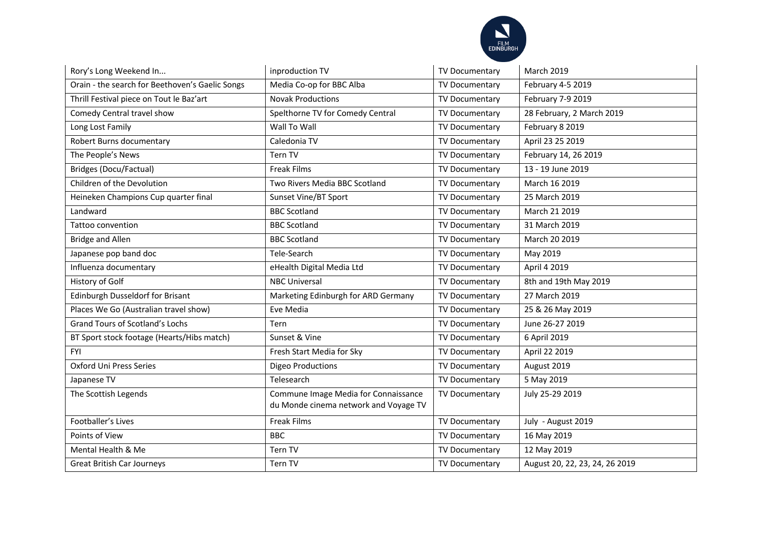| Rory's Long Weekend In... | inproduction TV | TV Documentary | March 2019 |
|---|---|---|---|
| Orain - the search for Beethoven's Gaelic Songs | Media Co-op for BBC Alba | TV Documentary | February 4-5 2019 |
| Thrill Festival piece on Tout le Baz'art | Novak Productions | TV Documentary | February 7-9 2019 |
| Comedy Central travel show | Spelthorne TV for Comedy Central | TV Documentary | 28 February, 2 March 2019 |
| Long Lost Family | Wall To Wall | TV Documentary | February 8 2019 |
| Robert Burns documentary | Caledonia TV | TV Documentary | April 23 25 2019 |
| The People's News | Tern TV | TV Documentary | February 14, 26 2019 |
| Bridges (Docu/Factual) | Freak Films | TV Documentary | 13 - 19 June 2019 |
| Children of the Devolution | Two Rivers Media BBC Scotland | TV Documentary | March 16 2019 |
| Heineken Champions Cup quarter final | Sunset Vine/BT Sport | TV Documentary | 25 March 2019 |
| Landward | BBC Scotland | TV Documentary | March 21 2019 |
| Tattoo convention | BBC Scotland | TV Documentary | 31 March 2019 |
| Bridge and Allen | BBC Scotland | TV Documentary | March 20 2019 |
| Japanese pop band doc | Tele-Search | TV Documentary | May 2019 |
| Influenza documentary | eHealth Digital Media Ltd | TV Documentary | April 4 2019 |
| History of Golf | NBC Universal | TV Documentary | 8th and 19th May 2019 |
| Edinburgh Dusseldorf for Brisant | Marketing Edinburgh for ARD Germany | TV Documentary | 27 March 2019 |
| Places We Go (Australian travel show) | Eve Media | TV Documentary | 25 & 26 May 2019 |
| Grand Tours of Scotland's Lochs | Tern | TV Documentary | June 26-27 2019 |
| BT Sport stock footage (Hearts/Hibs match) | Sunset & Vine | TV Documentary | 6 April 2019 |
| FYI | Fresh Start Media for Sky | TV Documentary | April 22 2019 |
| Oxford Uni Press Series | Digeo Productions | TV Documentary | August 2019 |
| Japanese TV | Telesearch | TV Documentary | 5 May 2019 |
| The Scottish Legends | Commune Image Media for Connaissance du Monde cinema network and Voyage TV | TV Documentary | July 25-29 2019 |
| Footballer's Lives | Freak Films | TV Documentary | July - August 2019 |
| Points of View | BBC | TV Documentary | 16 May 2019 |
| Mental Health & Me | Tern TV | TV Documentary | 12 May 2019 |
| Great British Car Journeys | Tern TV | TV Documentary | August 20, 22, 23, 24, 26 2019 |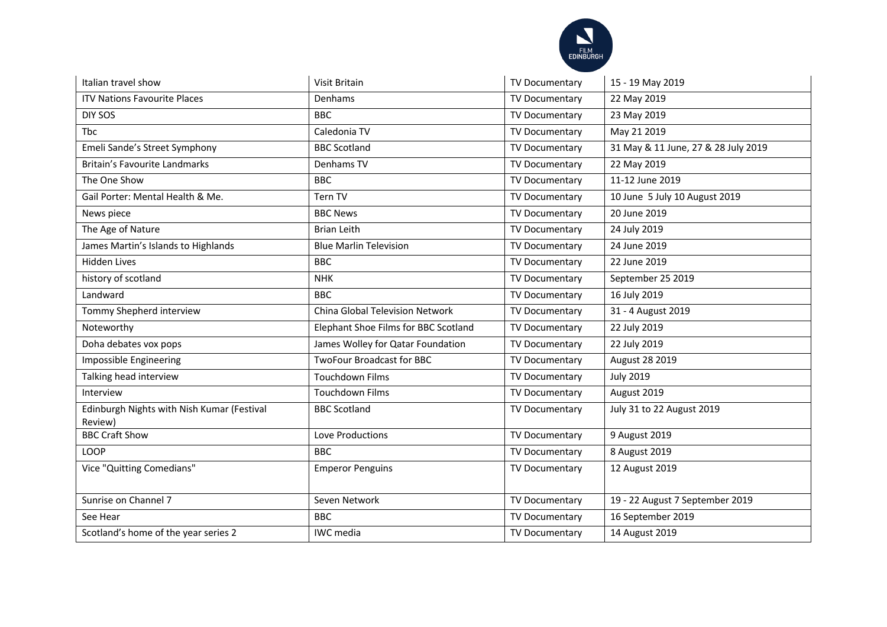| Italian travel show | Visit Britain | TV Documentary | 15 - 19 May 2019 |
|---|---|---|---|
| ITV Nations Favourite Places | Denhams | TV Documentary | 22 May 2019 |
| DIY SOS | BBC | TV Documentary | 23 May 2019 |
| Tbc | Caledonia TV | TV Documentary | May 21 2019 |
| Emeli Sande's Street Symphony | BBC Scotland | TV Documentary | 31 May & 11 June, 27 & 28 July 2019 |
| Britain's Favourite Landmarks | Denhams TV | TV Documentary | 22 May 2019 |
| The One Show | BBC | TV Documentary | 11-12 June 2019 |
| Gail Porter: Mental Health & Me. | Tern TV | TV Documentary | 10 June 5 July 10 August 2019 |
| News piece | BBC News | TV Documentary | 20 June 2019 |
| The Age of Nature | Brian Leith | TV Documentary | 24 July 2019 |
| James Martin's Islands to Highlands | Blue Marlin Television | TV Documentary | 24 June 2019 |
| Hidden Lives | BBC | TV Documentary | 22 June 2019 |
| history of scotland | NHK | TV Documentary | September 25 2019 |
| Landward | BBC | TV Documentary | 16 July 2019 |
| Tommy Shepherd interview | China Global Television Network | TV Documentary | 31 - 4 August 2019 |
| Noteworthy | Elephant Shoe Films for BBC Scotland | TV Documentary | 22 July 2019 |
| Doha debates vox pops | James Wolley for Qatar Foundation | TV Documentary | 22 July 2019 |
| Impossible Engineering | TwoFour Broadcast for BBC | TV Documentary | August 28 2019 |
| Talking head interview | Touchdown Films | TV Documentary | July 2019 |
| Interview | Touchdown Films | TV Documentary | August 2019 |
| Edinburgh Nights with Nish Kumar (Festival Review) | BBC Scotland | TV Documentary | July 31 to 22 August 2019 |
| BBC Craft Show | Love Productions | TV Documentary | 9 August 2019 |
| LOOP | BBC | TV Documentary | 8 August 2019 |
| Vice "Quitting Comedians" | Emperor Penguins | TV Documentary | 12 August 2019 |
| Sunrise on Channel 7 | Seven Network | TV Documentary | 19 - 22 August 7 September 2019 |
| See Hear | BBC | TV Documentary | 16 September 2019 |
| Scotland's home of the year series 2 | IWC media | TV Documentary | 14 August 2019 |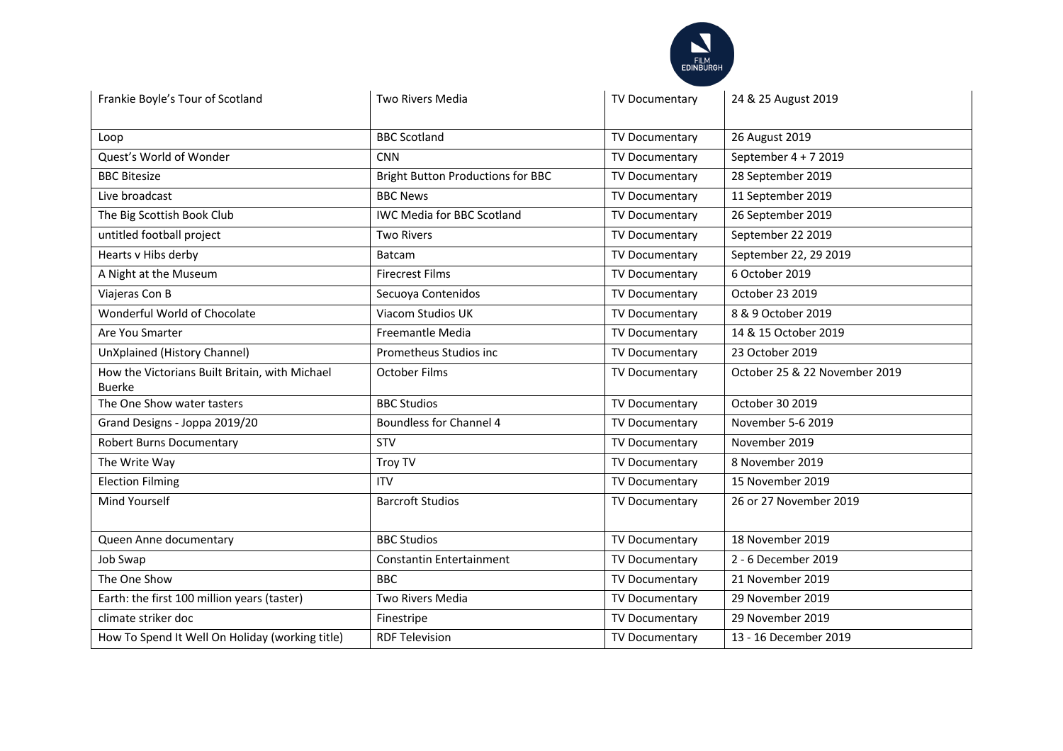| | | | |
|---|---|---|---|
| Frankie Boyle's Tour of Scotland | Two Rivers Media | TV Documentary | 24 & 25 August 2019 |
| Loop | BBC Scotland | TV Documentary | 26 August 2019 |
| Quest's World of Wonder | CNN | TV Documentary | September 4 + 7 2019 |
| BBC Bitesize | Bright Button Productions for BBC | TV Documentary | 28 September 2019 |
| Live broadcast | BBC News | TV Documentary | 11 September 2019 |
| The Big Scottish Book Club | IWC Media for BBC Scotland | TV Documentary | 26 September 2019 |
| untitled football project | Two Rivers | TV Documentary | September 22 2019 |
| Hearts v Hibs derby | Batcam | TV Documentary | September 22, 29 2019 |
| A Night at the Museum | Firecrest Films | TV Documentary | 6 October 2019 |
| Viajeras Con B | Secuoya Contenidos | TV Documentary | October 23 2019 |
| Wonderful World of Chocolate | Viacom Studios UK | TV Documentary | 8 & 9 October 2019 |
| Are You Smarter | Freemantle Media | TV Documentary | 14 & 15 October 2019 |
| UnXplained (History Channel) | Prometheus Studios inc | TV Documentary | 23 October 2019 |
| How the Victorians Built Britain, with Michael Buerke | October Films | TV Documentary | October 25 & 22 November 2019 |
| The One Show water tasters | BBC Studios | TV Documentary | October 30 2019 |
| Grand Designs - Joppa 2019/20 | Boundless for Channel 4 | TV Documentary | November 5-6 2019 |
| Robert Burns Documentary | STV | TV Documentary | November 2019 |
| The Write Way | Troy TV | TV Documentary | 8 November 2019 |
| Election Filming | ITV | TV Documentary | 15 November 2019 |
| Mind Yourself | Barcroft Studios | TV Documentary | 26 or 27 November 2019 |
| Queen Anne documentary | BBC Studios | TV Documentary | 18 November 2019 |
| Job Swap | Constantin Entertainment | TV Documentary | 2 - 6 December 2019 |
| The One Show | BBC | TV Documentary | 21 November 2019 |
| Earth: the first 100 million years (taster) | Two Rivers Media | TV Documentary | 29 November 2019 |
| climate striker doc | Finestripe | TV Documentary | 29 November 2019 |
| How To Spend It Well On Holiday (working title) | RDF Television | TV Documentary | 13 - 16 December 2019 |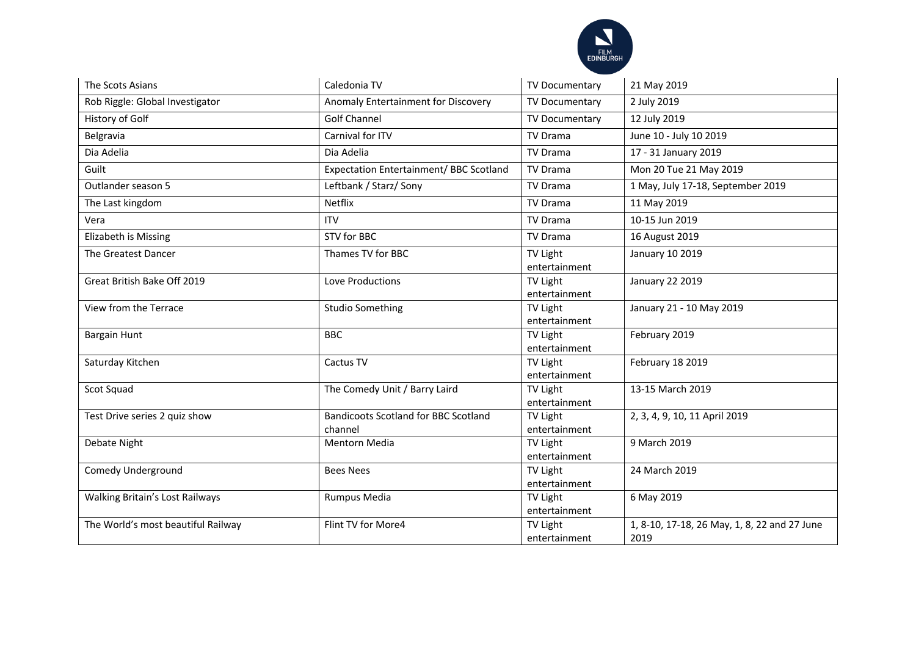| The Scots Asians | Caledonia TV | TV Documentary | 21 May 2019 |
|---|---|---|---|
| Rob Riggle: Global Investigator | Anomaly Entertainment for Discovery | TV Documentary | 2 July 2019 |
| History of Golf | Golf Channel | TV Documentary | 12 July 2019 |
| Belgravia | Carnival for ITV | TV Drama | June 10 - July 10 2019 |
| Dia Adelia | Dia Adelia | TV Drama | 17 - 31 January 2019 |
| Guilt | Expectation Entertainment/ BBC Scotland | TV Drama | Mon 20 Tue 21 May 2019 |
| Outlander season 5 | Leftbank / Starz/ Sony | TV Drama | 1 May, July 17-18, September 2019 |
| The Last kingdom | Netflix | TV Drama | 11 May 2019 |
| Vera | ITV | TV Drama | 10-15 Jun 2019 |
| Elizabeth is Missing | STV for BBC | TV Drama | 16 August 2019 |
| The Greatest Dancer | Thames TV for BBC | TV Light entertainment | January 10 2019 |
| Great British Bake Off 2019 | Love Productions | TV Light entertainment | January 22 2019 |
| View from the Terrace | Studio Something | TV Light entertainment | January 21 - 10 May 2019 |
| Bargain Hunt | BBC | TV Light entertainment | February 2019 |
| Saturday Kitchen | Cactus TV | TV Light entertainment | February 18 2019 |
| Scot Squad | The Comedy Unit / Barry Laird | TV Light entertainment | 13-15 March 2019 |
| Test Drive series 2 quiz show | Bandicoots Scotland for BBC Scotland channel | TV Light entertainment | 2, 3, 4, 9, 10, 11 April 2019 |
| Debate Night | Mentorn Media | TV Light entertainment | 9 March 2019 |
| Comedy Underground | Bees Nees | TV Light entertainment | 24 March 2019 |
| Walking Britain's Lost Railways | Rumpus Media | TV Light entertainment | 6 May 2019 |
| The World's most beautiful Railway | Flint TV for More4 | TV Light entertainment | 1, 8-10, 17-18, 26 May, 1, 8, 22 and 27 June 2019 |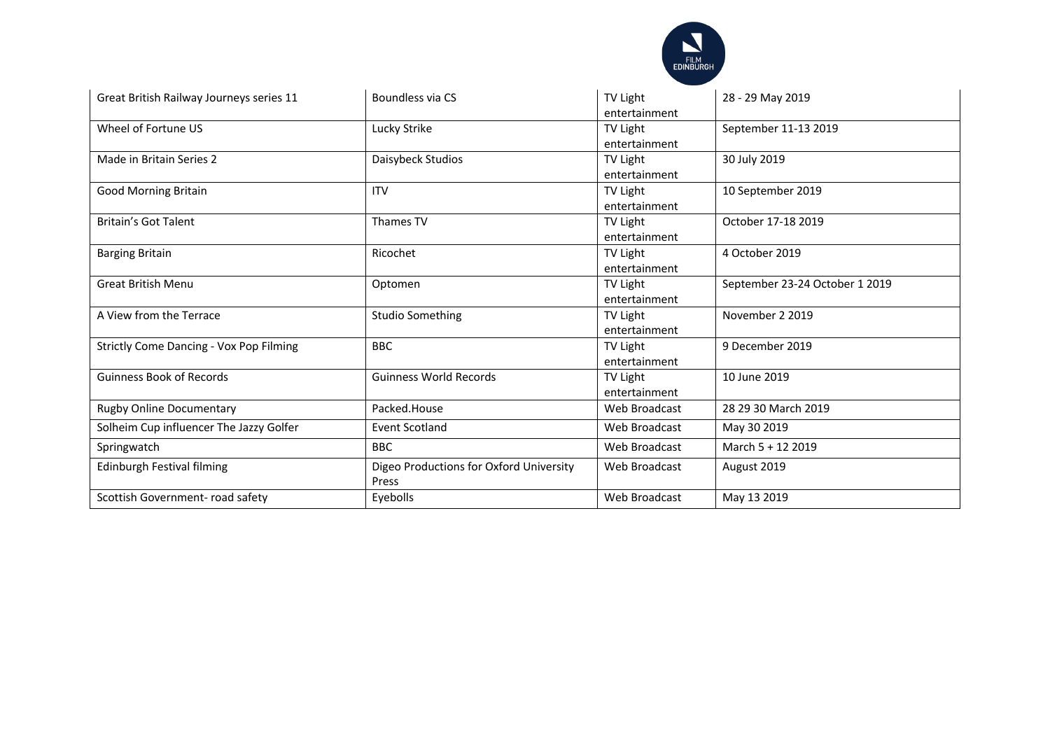| | | | |
|---|---|---|---|
| Great British Railway Journeys series 11 | Boundless via CS | TV Light entertainment | 28 - 29 May 2019 |
| Wheel of Fortune US | Lucky Strike | TV Light entertainment | September 11-13 2019 |
| Made in Britain Series 2 | Daisybeck Studios | TV Light entertainment | 30 July 2019 |
| Good Morning Britain | ITV | TV Light entertainment | 10 September 2019 |
| Britain's Got Talent | Thames TV | TV Light entertainment | October 17-18 2019 |
| Barging Britain | Ricochet | TV Light entertainment | 4 October 2019 |
| Great British Menu | Optomen | TV Light entertainment | September 23-24 October 1 2019 |
| A View from the Terrace | Studio Something | TV Light entertainment | November 2 2019 |
| Strictly Come Dancing - Vox Pop Filming | BBC | TV Light entertainment | 9 December 2019 |
| Guinness Book of Records | Guinness World Records | TV Light entertainment | 10 June 2019 |
| Rugby Online Documentary | Packed.House | Web Broadcast | 28 29 30 March 2019 |
| Solheim Cup influencer The Jazzy Golfer | Event Scotland | Web Broadcast | May 30 2019 |
| Springwatch | BBC | Web Broadcast | March 5 + 12 2019 |
| Edinburgh Festival filming | Digeo Productions for Oxford University Press | Web Broadcast | August 2019 |
| Scottish Government- road safety | Eyebolls | Web Broadcast | May 13 2019 |